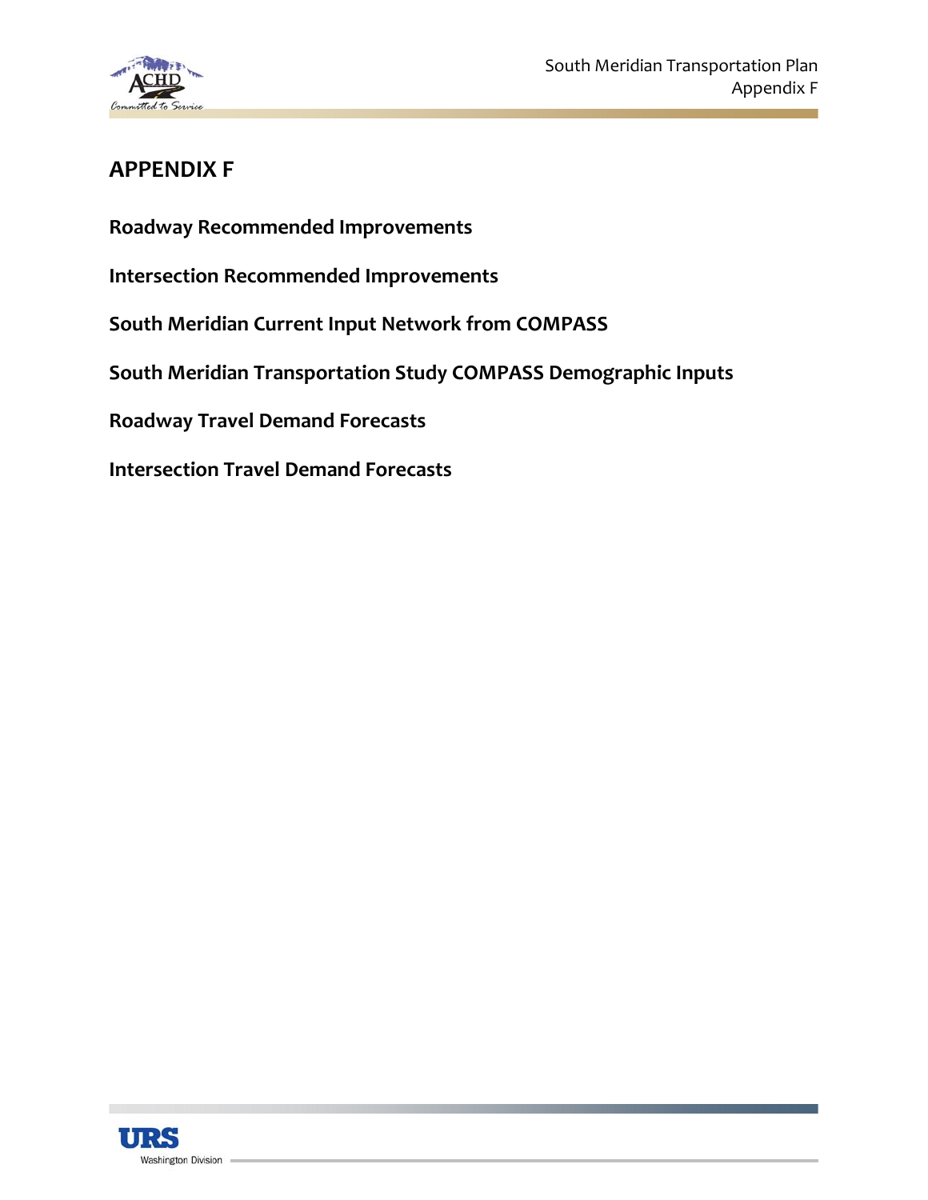# APPENDIX F

**Roadway Recommended Improvements**

**Intersection Recommended Improvements**

**South Meridian Current Input Network from COMPASS**

**South Meridian Transportation Study COMPASS Demographic Inputs**

**Roadway Travel Demand Forecasts**

**Intersection Travel Demand Forecasts**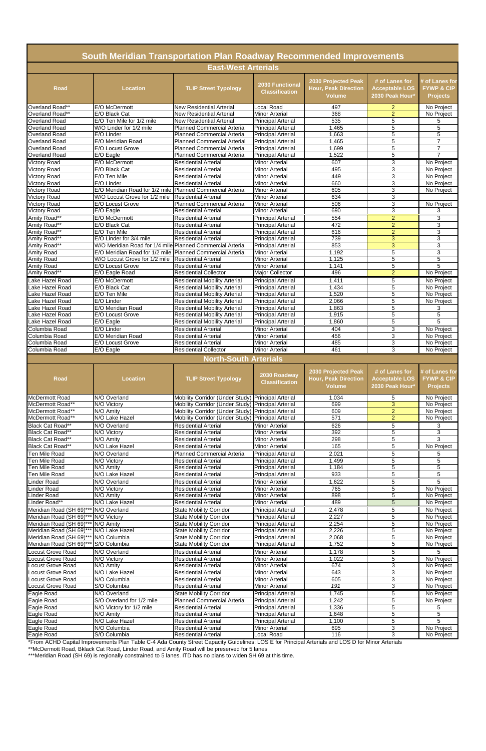# South Meridian Transportation Plan Roadway Recommended Improvements

## East-West Arterials

| Road | Location | TLIP Street Typology | 2030 Functional Classification | 2030 Projected Peak Hour, Peak Direction Volume | # of Lanes for Acceptable LOS 2030 Peak Hour* | # of Lanes for FYWP & CIP Projects |
|---|---|---|---|---|---|---|
| Overland Road** | E/O McDermott | New Residential Arterial | Local Road | 497 | 2 | No Project |
| Overland Road** | E/O Black Cat | New Residential Arterial | Minor Arterial | 368 | 2 | No Project |
| Overland Road | E/O Ten Mile for 1/2 mile | New Residential Arterial | Principal Arterial | 535 | 5 | 5 |
| Overland Road | W/O Linder for 1/2 mile | Planned Commercial Arterial | Principal Arterial | 1,465 | 5 | 5 |
| Overland Road | E/O Linder | Planned Commercial Arterial | Principal Arterial | 1,663 | 5 | 5 |
| Overland Road | E/O Meridian Road | Planned Commercial Arterial | Principal Arterial | 1,465 | 5 | 7 |
| Overland Road | E/O Locust Grove | Planned Commercial Arterial | Principal Arterial | 1,699 | 5 | 7 |
| Overland Road | E/O Eagle | Planned Commercial Arterial | Principal Arterial | 1,522 | 5 | 7 |
| Victory Road | E/O McDermott | Residential Arterial | Minor Arterial | 607 | 3 | No Project |
| Victory Road | E/O Black Cat | Residential Arterial | Minor Arterial | 495 | 3 | No Project |
| Victory Road | E/O Ten Mile | Residential Arterial | Minor Arterial | 449 | 3 | No Project |
| Victory Road | E/O Linder | Residential Arterial | Minor Arterial | 660 | 3 | No Project |
| Victory Road | E/O Meridian Road for 1/2 mile | Planned Commercial Arterial | Minor Arterial | 605 | 3 | No Project |
| Victory Road | W/O Locust Grove for 1/2 mile | Residential Arterial | Minor Arterial | 634 | 3 | |
| Victory Road | E/O Locust Grove | Planned Commercial Arterial | Minor Arterial | 506 | 3 | No Project |
| Victory Road | E/O Eagle | Residential Arterial | Minor Arterial | 690 | 3 | 3 |
| Amity Road** | E/O McDermott | Residential Arterial | Principal Arterial | 554 | 2 | 3 |
| Amity Road** | E/O Black Cat | Residential Arterial | Principal Arterial | 472 | 2 | 3 |
| Amity Road** | E/O Ten Mile | Residential Arterial | Principal Arterial | 616 | 2 | 3 |
| Amity Road** | E/O Linder for 3/4 mile | Residential Arterial | Principal Arterial | 739 | 3 | 3 |
| Amity Road** | W/O Meridian Road for 1/4 mile | Planned Commercial Arterial | Principal Arterial | 853 | 3 | 3 |
| Amity Road | E/O Meridian Road for 1/2 mile | Planned Commercial Arterial | Minor Arterial | 1,192 | 5 | 3 |
| Amity Road | W/O Locust Grove for 1/2 mile | Residential Arterial | Minor Arterial | 1,125 | 5 | 5 |
| Amity Road | E/O Locust Grove | Residential Arterial | Minor Arterial | 1,141 | 5 | 5 |
| Amity Road** | E/O Eagle Road | Residential Collector | Major Collector | 496 | 2 | No Project |
| Lake Hazel Road | E/O McDermott | Residential Mobility Arterial | Principal Arterial | 1,411 | 5 | No Project |
| Lake Hazel Road | E/O Black Cat | Residential Mobility Arterial | Principal Arterial | 1,434 | 5 | No Project |
| Lake Hazel Road | E/O Ten Mile | Residential Mobility Arterial | Principal Arterial | 1,520 | 5 | No Project |
| Lake Hazel Road | E/O Linder | Residential Mobility Arterial | Principal Arterial | 2,066 | 5 | No Project |
| Lake Hazel Road | E/O Meridian Road | Residential Mobility Arterial | Principal Arterial | 1,863 | 5 | 3 |
| Lake Hazel Road | E/O Locust Grove | Residential Mobility Arterial | Principal Arterial | 1,915 | 5 | 5 |
| Lake Hazel Road | E/O Eagle | Residential Mobility Arterial | Principal Arterial | 1,860 | 5 | 5 |
| Columbia Road | E/O Linder | Residential Arterial | Minor Arterial | 404 | 3 | No Project |
| Columbia Road | E/O Meridian Road | Residential Arterial | Minor Arterial | 456 | 3 | No Project |
| Columbia Road | E/O Locust Grove | Residential Arterial | Minor Arterial | 485 | 3 | No Project |
| Columbia Road | E/O Eagle | Residential Collector | Minor Arterial | 461 | 3 | No Project |

## North-South Arterials

| Road | Location | TLIP Street Typology | 2030 Roadway Classification | 2030 Projected Peak Hour, Peak Direction Volume | # of Lanes for Acceptable LOS 2030 Peak Hour* | # of Lanes for FYWP & CIP Projects |
|---|---|---|---|---|---|---|
| McDermott Road | N/O Overland | Mobility Corridor (Under Study) | Principal Arterial | 1,034 | 5 | No Project |
| McDermott Road** | N/O Victory | Mobility Corridor (Under Study) | Principal Arterial | 699 | 3 | No Project |
| McDermott Road** | N/O Amity | Mobility Corridor (Under Study) | Principal Arterial | 609 | 2 | No Project |
| McDermott Road** | N/O Lake Hazel | Mobility Corridor (Under Study) | Principal Arterial | 571 | 2 | No Project |
| Black Cat Road** | N/O Overland | Residential Arterial | Minor Arterial | 626 | 5 | 3 |
| Black Cat Road** | N/O Victory | Residential Arterial | Minor Arterial | 392 | 5 | 3 |
| Black Cat Road** | N/O Amity | Residential Arterial | Minor Arterial | 298 | 5 | 3 |
| Black Cat Road** | N/O Lake Hazel | Residential Arterial | Minor Arterial | 165 | 5 | No Project |
| Ten Mile Road | N/O Overland | Planned Commercial Arterial | Principal Arterial | 2,021 | 5 | 5 |
| Ten Mile Road | N/O Victory | Residential Arterial | Principal Arterial | 1,499 | 5 | 5 |
| Ten Mile Road | N/O Amity | Residential Arterial | Principal Arterial | 1,184 | 5 | 5 |
| Ten Mile Road | N/O Lake Hazel | Residential Arterial | Principal Arterial | 933 | 5 | 5 |
| Linder Road | N/O Overland | Residential Arterial | Minor Arterial | 1,622 | 5 | 5 |
| Linder Road | N/O Victory | Residential Arterial | Minor Arterial | 765 | 5 | No Project |
| Linder Road | N/O Amity | Residential Arterial | Minor Arterial | 898 | 5 | No Project |
| Linder Road** | N/O Lake Hazel | Residential Arterial | Minor Arterial | 489 | 5 | No Project |
| Meridian Road (SH 69)*** | N/O Overland | State Mobility Corridor | Principal Arterial | 2,478 | 5 | No Project |
| Meridian Road (SH 69)*** | N/O Victory | State Mobility Corridor | Principal Arterial | 2,227 | 5 | No Project |
| Meridian Road (SH 69)*** | N/O Amity | State Mobility Corridor | Principal Arterial | 2,254 | 5 | No Project |
| Meridian Road (SH 69)*** | N/O Lake Hazel | State Mobility Corridor | Principal Arterial | 2,226 | 5 | No Project |
| Meridian Road (SH 69)*** | N/O Columbia | State Mobility Corridor | Principal Arterial | 2,068 | 5 | No Project |
| Meridian Road (SH 69)*** | S/O Columbia | State Mobility Corridor | Principal Arterial | 1,752 | 5 | No Project |
| Locust Grove Road | N/O Overland | Residential Arterial | Minor Arterial | 1,178 | 5 | 5 |
| Locust Grove Road | N/O Victory | Residential Arterial | Minor Arterial | 1,022 | 5 | No Project |
| Locust Grove Road | N/O Amity | Residential Arterial | Minor Arterial | 674 | 3 | No Project |
| Locust Grove Road | N/O Lake Hazel | Residential Arterial | Minor Arterial | 643 | 3 | No Project |
| Locust Grove Road | N/O Columbia | Residential Arterial | Minor Arterial | 605 | 3 | No Project |
| Locust Grove Road | S/O Columbia | Residential Arterial | Minor Arterial | *191* | 3 | No Project |
| Eagle Road | N/O Overland | State Mobility Corridor | Principal Arterial | 1,745 | 5 | No Project |
| Eagle Road | S/O Overland for 1/2 mile | Planned Commercial Arterial | Principal Arterial | 1,242 | 5 | No Project |
| Eagle Road | N/O Victory for 1/2 mile | Residential Arterial | Principal Arterial | 1,336 | 5 | 5 |
| Eagle Road | N/O Amity | Residential Arterial | Principal Arterial | 1,648 | 5 | 5 |
| Eagle Road | N/O Lake Hazel | Residential Arterial | Principal Arterial | 1,100 | 5 | 5 |
| Eagle Road | N/O Columbia | Residential Arterial | Minor Arterial | 695 | 3 | No Project |
| Eagle Road | S/O Columbia | Residential Arterial | Local Road | 116 | 3 | No Project |

*From ACHD Capital Improvements Plan Table C-4 Ada County Street Capacity Guidelines: LOS E for Principal Arterials and LOS D for Minor Arterials

**McDermott Road, Bklack Cat Road, Linder Road, and Amity Road will be preserved for 5 lanes

***Meridian Road (SH 69) is regionally constrained to 5 lanes. ITD has no plans to widen SH 69 at this time.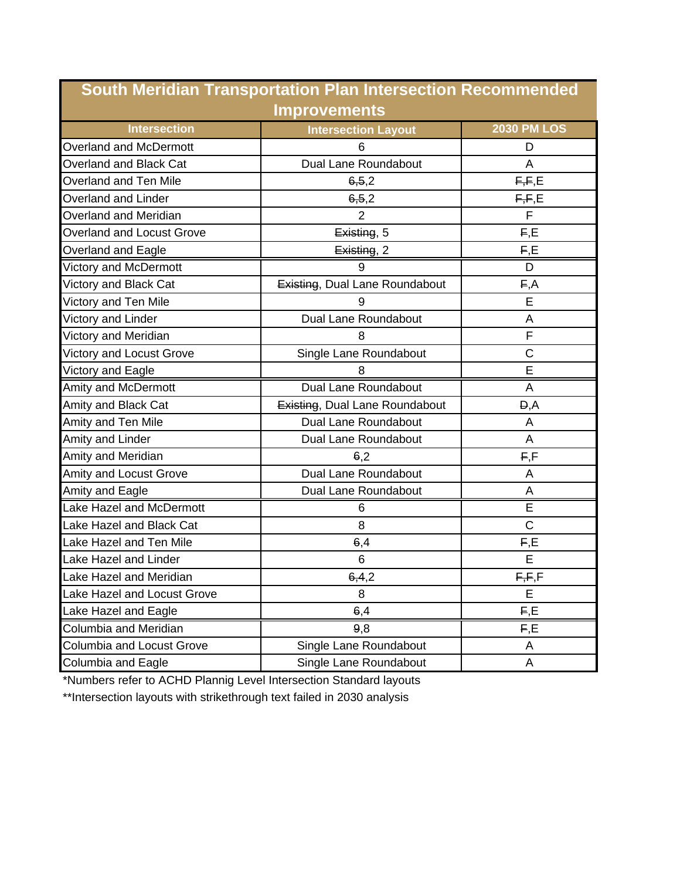## South Meridian Transportation Plan Intersection Recommended Improvements

| Intersection | Intersection Layout | 2030 PM LOS |
|---|---|---|
| Overland and McDermott | 6 | D |
| Overland and Black Cat | Dual Lane Roundabout | A |
| Overland and Ten Mile | ~~6~~,~~5~~,2 | ~~F~~,~~F~~,E |
| Overland and Linder | ~~6~~,~~5~~,2 | ~~F~~,~~F~~,E |
| Overland and Meridian | 2 | F |
| Overland and Locust Grove | ~~Existing~~, 5 | ~~F~~,E |
| Overland and Eagle | ~~Existing~~, 2 | ~~F~~,E |
| Victory and McDermott | 9 | D |
| Victory and Black Cat | ~~Existing~~, Dual Lane Roundabout | ~~F~~,A |
| Victory and Ten Mile | 9 | E |
| Victory and Linder | Dual Lane Roundabout | A |
| Victory and Meridian | 8 | F |
| Victory and Locust Grove | Single Lane Roundabout | C |
| Victory and Eagle | 8 | E |
| Amity and McDermott | Dual Lane Roundabout | A |
| Amity and Black Cat | ~~Existing~~, Dual Lane Roundabout | ~~D~~,A |
| Amity and Ten Mile | Dual Lane Roundabout | A |
| Amity and Linder | Dual Lane Roundabout | A |
| Amity and Meridian | ~~6~~,2 | ~~F~~,F |
| Amity and Locust Grove | Dual Lane Roundabout | A |
| Amity and Eagle | Dual Lane Roundabout | A |
| Lake Hazel and McDermott | 6 | E |
| Lake Hazel and Black Cat | 8 | C |
| Lake Hazel and Ten Mile | ~~6~~,4 | ~~F~~,E |
| Lake Hazel and Linder | 6 | E |
| Lake Hazel and Meridian | ~~6~~,~~4~~,2 | ~~F~~,~~F~~,F |
| Lake Hazel and Locust Grove | 8 | E |
| Lake Hazel and Eagle | ~~6~~,4 | ~~F~~,E |
| Columbia and Meridian | ~~9~~,8 | ~~F~~,E |
| Columbia and Locust Grove | Single Lane Roundabout | A |
| Columbia and Eagle | Single Lane Roundabout | A |

*Numbers refer to ACHD Plannig Level Intersection Standard layouts

**Intersection layouts with strikethrough text failed in 2030 analysis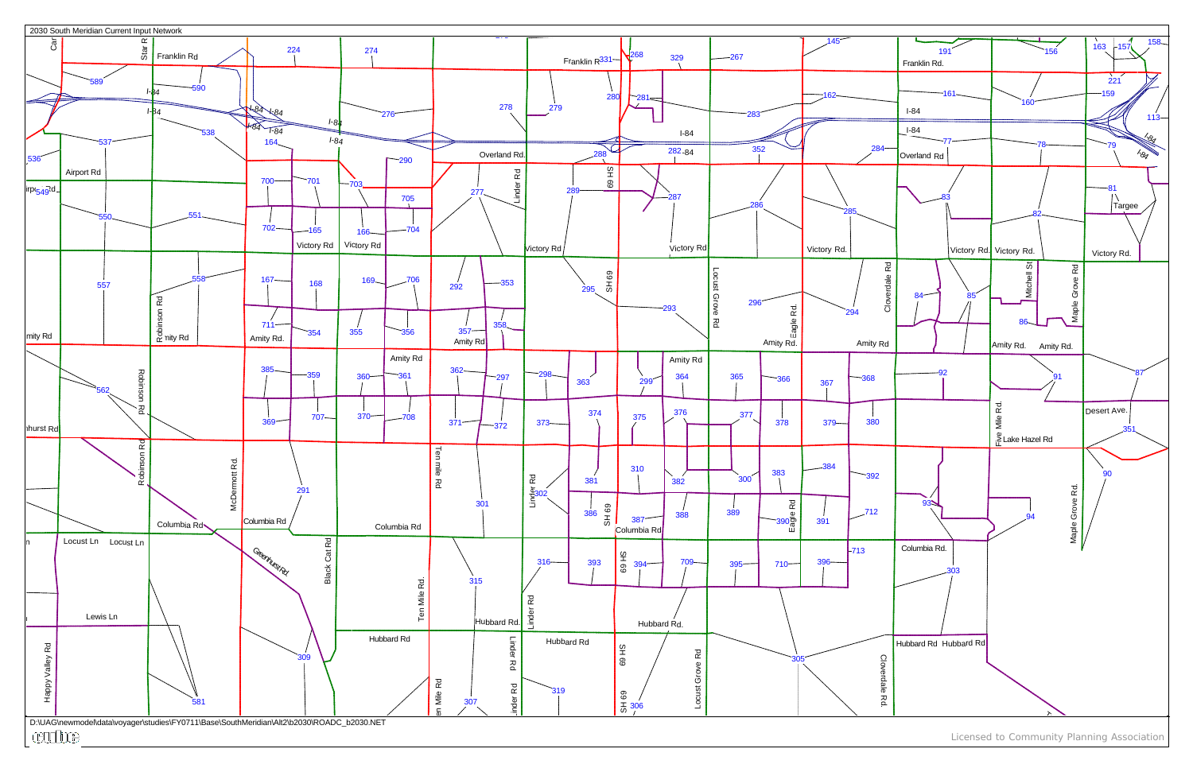2030 South Meridian Current Input Network

D:\UAG\newmodel\data\voyager\studies\FY0711\Base\SouthMeridian\Alt2\b2030\ROADC_b2030.NET

Licensed to Community Planning Association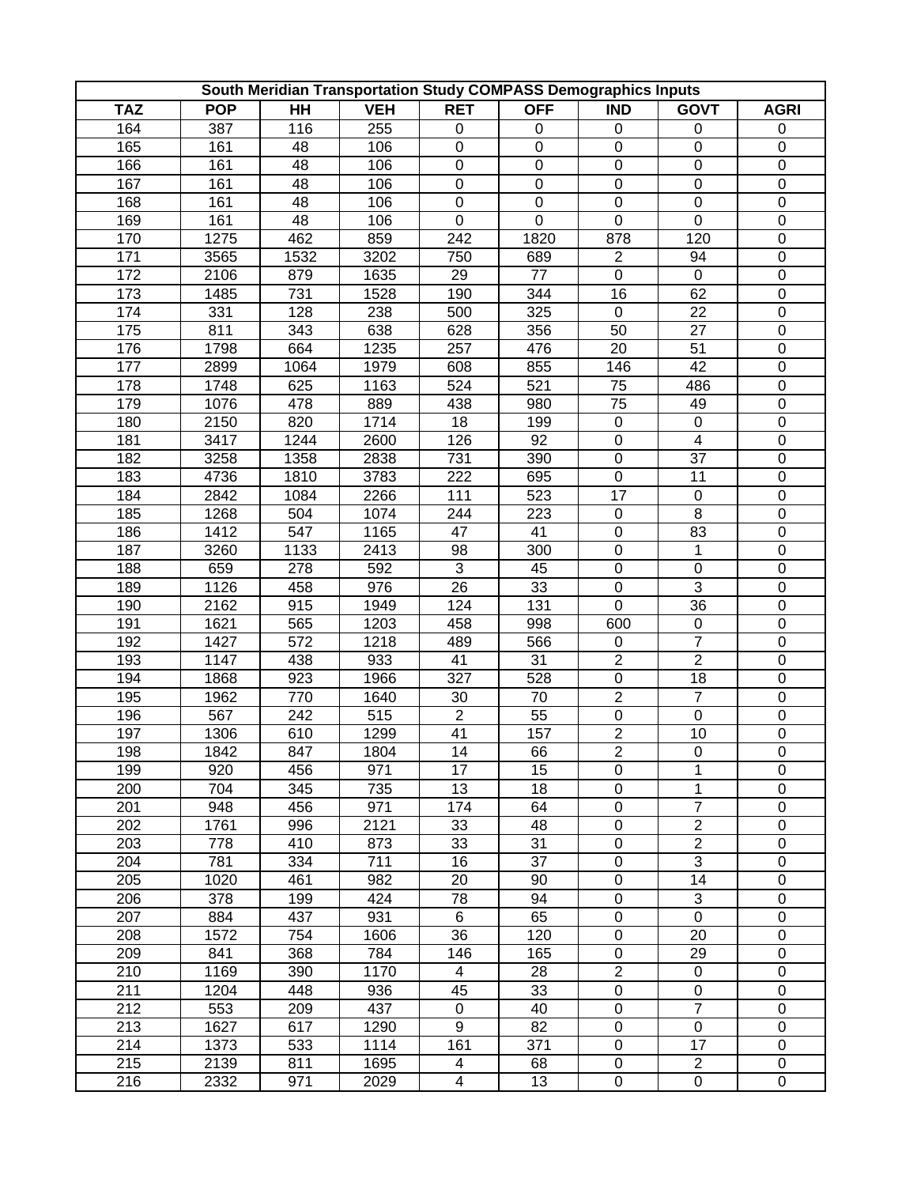| South Meridian Transportation Study COMPASS Demographics Inputs | | | | | | | | |
|---|---|---|---|---|---|---|---|---|
| **TAZ** | **POP** | **HH** | **VEH** | **RET** | **OFF** | **IND** | **GOVT** | **AGRI** |
| 164 | 387 | 116 | 255 | 0 | 0 | 0 | 0 | 0 |
| 165 | 161 | 48 | 106 | 0 | 0 | 0 | 0 | 0 |
| 166 | 161 | 48 | 106 | 0 | 0 | 0 | 0 | 0 |
| 167 | 161 | 48 | 106 | 0 | 0 | 0 | 0 | 0 |
| 168 | 161 | 48 | 106 | 0 | 0 | 0 | 0 | 0 |
| 169 | 161 | 48 | 106 | 0 | 0 | 0 | 0 | 0 |
| 170 | 1275 | 462 | 859 | 242 | 1820 | 878 | 120 | 0 |
| 171 | 3565 | 1532 | 3202 | 750 | 689 | 2 | 94 | 0 |
| 172 | 2106 | 879 | 1635 | 29 | 77 | 0 | 0 | 0 |
| 173 | 1485 | 731 | 1528 | 190 | 344 | 16 | 62 | 0 |
| 174 | 331 | 128 | 238 | 500 | 325 | 0 | 22 | 0 |
| 175 | 811 | 343 | 638 | 628 | 356 | 50 | 27 | 0 |
| 176 | 1798 | 664 | 1235 | 257 | 476 | 20 | 51 | 0 |
| 177 | 2899 | 1064 | 1979 | 608 | 855 | 146 | 42 | 0 |
| 178 | 1748 | 625 | 1163 | 524 | 521 | 75 | 486 | 0 |
| 179 | 1076 | 478 | 889 | 438 | 980 | 75 | 49 | 0 |
| 180 | 2150 | 820 | 1714 | 18 | 199 | 0 | 0 | 0 |
| 181 | 3417 | 1244 | 2600 | 126 | 92 | 0 | 4 | 0 |
| 182 | 3258 | 1358 | 2838 | 731 | 390 | 0 | 37 | 0 |
| 183 | 4736 | 1810 | 3783 | 222 | 695 | 0 | 11 | 0 |
| 184 | 2842 | 1084 | 2266 | 111 | 523 | 17 | 0 | 0 |
| 185 | 1268 | 504 | 1074 | 244 | 223 | 0 | 8 | 0 |
| 186 | 1412 | 547 | 1165 | 47 | 41 | 0 | 83 | 0 |
| 187 | 3260 | 1133 | 2413 | 98 | 300 | 0 | 1 | 0 |
| 188 | 659 | 278 | 592 | 3 | 45 | 0 | 0 | 0 |
| 189 | 1126 | 458 | 976 | 26 | 33 | 0 | 3 | 0 |
| 190 | 2162 | 915 | 1949 | 124 | 131 | 0 | 36 | 0 |
| 191 | 1621 | 565 | 1203 | 458 | 998 | 600 | 0 | 0 |
| 192 | 1427 | 572 | 1218 | 489 | 566 | 0 | 7 | 0 |
| 193 | 1147 | 438 | 933 | 41 | 31 | 2 | 2 | 0 |
| 194 | 1868 | 923 | 1966 | 327 | 528 | 0 | 18 | 0 |
| 195 | 1962 | 770 | 1640 | 30 | 70 | 2 | 7 | 0 |
| 196 | 567 | 242 | 515 | 2 | 55 | 0 | 0 | 0 |
| 197 | 1306 | 610 | 1299 | 41 | 157 | 2 | 10 | 0 |
| 198 | 1842 | 847 | 1804 | 14 | 66 | 2 | 0 | 0 |
| 199 | 920 | 456 | 971 | 17 | 15 | 0 | 1 | 0 |
| 200 | 704 | 345 | 735 | 13 | 18 | 0 | 1 | 0 |
| 201 | 948 | 456 | 971 | 174 | 64 | 0 | 7 | 0 |
| 202 | 1761 | 996 | 2121 | 33 | 48 | 0 | 2 | 0 |
| 203 | 778 | 410 | 873 | 33 | 31 | 0 | 2 | 0 |
| 204 | 781 | 334 | 711 | 16 | 37 | 0 | 3 | 0 |
| 205 | 1020 | 461 | 982 | 20 | 90 | 0 | 14 | 0 |
| 206 | 378 | 199 | 424 | 78 | 94 | 0 | 3 | 0 |
| 207 | 884 | 437 | 931 | 6 | 65 | 0 | 0 | 0 |
| 208 | 1572 | 754 | 1606 | 36 | 120 | 0 | 20 | 0 |
| 209 | 841 | 368 | 784 | 146 | 165 | 0 | 29 | 0 |
| 210 | 1169 | 390 | 1170 | 4 | 28 | 2 | 0 | 0 |
| 211 | 1204 | 448 | 936 | 45 | 33 | 0 | 0 | 0 |
| 212 | 553 | 209 | 437 | 0 | 40 | 0 | 7 | 0 |
| 213 | 1627 | 617 | 1290 | 9 | 82 | 0 | 0 | 0 |
| 214 | 1373 | 533 | 1114 | 161 | 371 | 0 | 17 | 0 |
| 215 | 2139 | 811 | 1695 | 4 | 68 | 0 | 2 | 0 |
| 216 | 2332 | 971 | 2029 | 4 | 13 | 0 | 0 | 0 |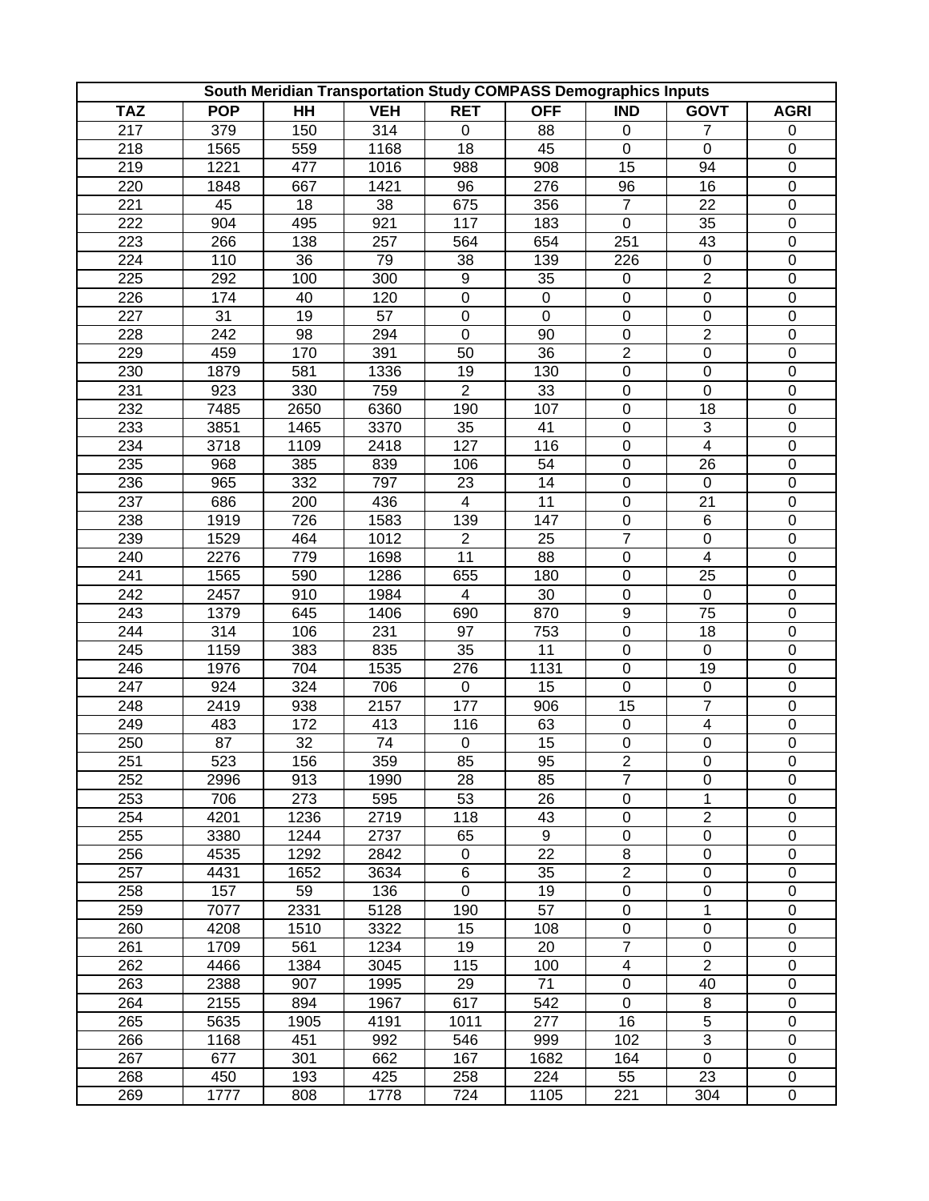| South Meridian Transportation Study COMPASS Demographics Inputs | | | | | | | | |
|---|---|---|---|---|---|---|---|---|
| **TAZ** | **POP** | **HH** | **VEH** | **RET** | **OFF** | **IND** | **GOVT** | **AGRI** |
| 217 | 379 | 150 | 314 | 0 | 88 | 0 | 7 | 0 |
| 218 | 1565 | 559 | 1168 | 18 | 45 | 0 | 0 | 0 |
| 219 | 1221 | 477 | 1016 | 988 | 908 | 15 | 94 | 0 |
| 220 | 1848 | 667 | 1421 | 96 | 276 | 96 | 16 | 0 |
| 221 | 45 | 18 | 38 | 675 | 356 | 7 | 22 | 0 |
| 222 | 904 | 495 | 921 | 117 | 183 | 0 | 35 | 0 |
| 223 | 266 | 138 | 257 | 564 | 654 | 251 | 43 | 0 |
| 224 | 110 | 36 | 79 | 38 | 139 | 226 | 0 | 0 |
| 225 | 292 | 100 | 300 | 9 | 35 | 0 | 2 | 0 |
| 226 | 174 | 40 | 120 | 0 | 0 | 0 | 0 | 0 |
| 227 | 31 | 19 | 57 | 0 | 0 | 0 | 0 | 0 |
| 228 | 242 | 98 | 294 | 0 | 90 | 0 | 2 | 0 |
| 229 | 459 | 170 | 391 | 50 | 36 | 2 | 0 | 0 |
| 230 | 1879 | 581 | 1336 | 19 | 130 | 0 | 0 | 0 |
| 231 | 923 | 330 | 759 | 2 | 33 | 0 | 0 | 0 |
| 232 | 7485 | 2650 | 6360 | 190 | 107 | 0 | 18 | 0 |
| 233 | 3851 | 1465 | 3370 | 35 | 41 | 0 | 3 | 0 |
| 234 | 3718 | 1109 | 2418 | 127 | 116 | 0 | 4 | 0 |
| 235 | 968 | 385 | 839 | 106 | 54 | 0 | 26 | 0 |
| 236 | 965 | 332 | 797 | 23 | 14 | 0 | 0 | 0 |
| 237 | 686 | 200 | 436 | 4 | 11 | 0 | 21 | 0 |
| 238 | 1919 | 726 | 1583 | 139 | 147 | 0 | 6 | 0 |
| 239 | 1529 | 464 | 1012 | 2 | 25 | 7 | 0 | 0 |
| 240 | 2276 | 779 | 1698 | 11 | 88 | 0 | 4 | 0 |
| 241 | 1565 | 590 | 1286 | 655 | 180 | 0 | 25 | 0 |
| 242 | 2457 | 910 | 1984 | 4 | 30 | 0 | 0 | 0 |
| 243 | 1379 | 645 | 1406 | 690 | 870 | 9 | 75 | 0 |
| 244 | 314 | 106 | 231 | 97 | 753 | 0 | 18 | 0 |
| 245 | 1159 | 383 | 835 | 35 | 11 | 0 | 0 | 0 |
| 246 | 1976 | 704 | 1535 | 276 | 1131 | 0 | 19 | 0 |
| 247 | 924 | 324 | 706 | 0 | 15 | 0 | 0 | 0 |
| 248 | 2419 | 938 | 2157 | 177 | 906 | 15 | 7 | 0 |
| 249 | 483 | 172 | 413 | 116 | 63 | 0 | 4 | 0 |
| 250 | 87 | 32 | 74 | 0 | 15 | 0 | 0 | 0 |
| 251 | 523 | 156 | 359 | 85 | 95 | 2 | 0 | 0 |
| 252 | 2996 | 913 | 1990 | 28 | 85 | 7 | 0 | 0 |
| 253 | 706 | 273 | 595 | 53 | 26 | 0 | 1 | 0 |
| 254 | 4201 | 1236 | 2719 | 118 | 43 | 0 | 2 | 0 |
| 255 | 3380 | 1244 | 2737 | 65 | 9 | 0 | 0 | 0 |
| 256 | 4535 | 1292 | 2842 | 0 | 22 | 8 | 0 | 0 |
| 257 | 4431 | 1652 | 3634 | 6 | 35 | 2 | 0 | 0 |
| 258 | 157 | 59 | 136 | 0 | 19 | 0 | 0 | 0 |
| 259 | 7077 | 2331 | 5128 | 190 | 57 | 0 | 1 | 0 |
| 260 | 4208 | 1510 | 3322 | 15 | 108 | 0 | 0 | 0 |
| 261 | 1709 | 561 | 1234 | 19 | 20 | 7 | 0 | 0 |
| 262 | 4466 | 1384 | 3045 | 115 | 100 | 4 | 2 | 0 |
| 263 | 2388 | 907 | 1995 | 29 | 71 | 0 | 40 | 0 |
| 264 | 2155 | 894 | 1967 | 617 | 542 | 0 | 8 | 0 |
| 265 | 5635 | 1905 | 4191 | 1011 | 277 | 16 | 5 | 0 |
| 266 | 1168 | 451 | 992 | 546 | 999 | 102 | 3 | 0 |
| 267 | 677 | 301 | 662 | 167 | 1682 | 164 | 0 | 0 |
| 268 | 450 | 193 | 425 | 258 | 224 | 55 | 23 | 0 |
| 269 | 1777 | 808 | 1778 | 724 | 1105 | 221 | 304 | 0 |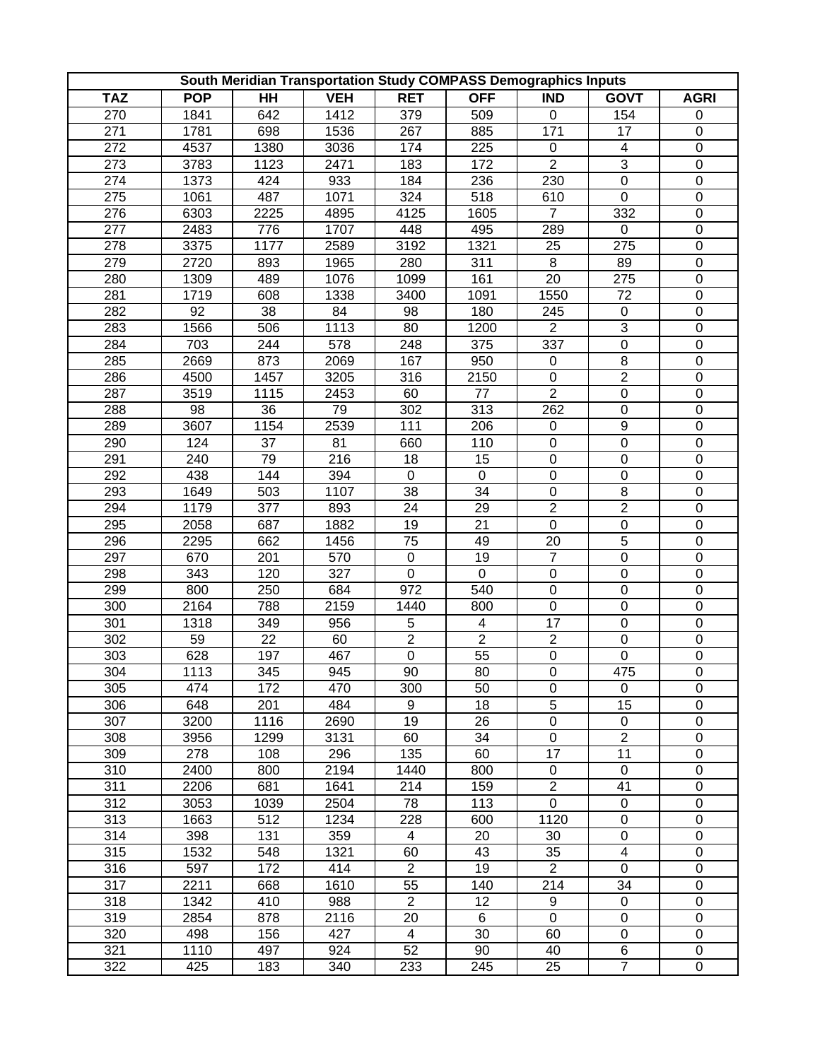| South Meridian Transportation Study COMPASS Demographics Inputs | | | | | | | | |
|---|---|---|---|---|---|---|---|---|
| **TAZ** | **POP** | **HH** | **VEH** | **RET** | **OFF** | **IND** | **GOVT** | **AGRI** |
| 270 | 1841 | 642 | 1412 | 379 | 509 | 0 | 154 | 0 |
| 271 | 1781 | 698 | 1536 | 267 | 885 | 171 | 17 | 0 |
| 272 | 4537 | 1380 | 3036 | 174 | 225 | 0 | 4 | 0 |
| 273 | 3783 | 1123 | 2471 | 183 | 172 | 2 | 3 | 0 |
| 274 | 1373 | 424 | 933 | 184 | 236 | 230 | 0 | 0 |
| 275 | 1061 | 487 | 1071 | 324 | 518 | 610 | 0 | 0 |
| 276 | 6303 | 2225 | 4895 | 4125 | 1605 | 7 | 332 | 0 |
| 277 | 2483 | 776 | 1707 | 448 | 495 | 289 | 0 | 0 |
| 278 | 3375 | 1177 | 2589 | 3192 | 1321 | 25 | 275 | 0 |
| 279 | 2720 | 893 | 1965 | 280 | 311 | 8 | 89 | 0 |
| 280 | 1309 | 489 | 1076 | 1099 | 161 | 20 | 275 | 0 |
| 281 | 1719 | 608 | 1338 | 3400 | 1091 | 1550 | 72 | 0 |
| 282 | 92 | 38 | 84 | 98 | 180 | 245 | 0 | 0 |
| 283 | 1566 | 506 | 1113 | 80 | 1200 | 2 | 3 | 0 |
| 284 | 703 | 244 | 578 | 248 | 375 | 337 | 0 | 0 |
| 285 | 2669 | 873 | 2069 | 167 | 950 | 0 | 8 | 0 |
| 286 | 4500 | 1457 | 3205 | 316 | 2150 | 0 | 2 | 0 |
| 287 | 3519 | 1115 | 2453 | 60 | 77 | 2 | 0 | 0 |
| 288 | 98 | 36 | 79 | 302 | 313 | 262 | 0 | 0 |
| 289 | 3607 | 1154 | 2539 | 111 | 206 | 0 | 9 | 0 |
| 290 | 124 | 37 | 81 | 660 | 110 | 0 | 0 | 0 |
| 291 | 240 | 79 | 216 | 18 | 15 | 0 | 0 | 0 |
| 292 | 438 | 144 | 394 | 0 | 0 | 0 | 0 | 0 |
| 293 | 1649 | 503 | 1107 | 38 | 34 | 0 | 8 | 0 |
| 294 | 1179 | 377 | 893 | 24 | 29 | 2 | 2 | 0 |
| 295 | 2058 | 687 | 1882 | 19 | 21 | 0 | 0 | 0 |
| 296 | 2295 | 662 | 1456 | 75 | 49 | 20 | 5 | 0 |
| 297 | 670 | 201 | 570 | 0 | 19 | 7 | 0 | 0 |
| 298 | 343 | 120 | 327 | 0 | 0 | 0 | 0 | 0 |
| 299 | 800 | 250 | 684 | 972 | 540 | 0 | 0 | 0 |
| 300 | 2164 | 788 | 2159 | 1440 | 800 | 0 | 0 | 0 |
| 301 | 1318 | 349 | 956 | 5 | 4 | 17 | 0 | 0 |
| 302 | 59 | 22 | 60 | 2 | 2 | 2 | 0 | 0 |
| 303 | 628 | 197 | 467 | 0 | 55 | 0 | 0 | 0 |
| 304 | 1113 | 345 | 945 | 90 | 80 | 0 | 475 | 0 |
| 305 | 474 | 172 | 470 | 300 | 50 | 0 | 0 | 0 |
| 306 | 648 | 201 | 484 | 9 | 18 | 5 | 15 | 0 |
| 307 | 3200 | 1116 | 2690 | 19 | 26 | 0 | 0 | 0 |
| 308 | 3956 | 1299 | 3131 | 60 | 34 | 0 | 2 | 0 |
| 309 | 278 | 108 | 296 | 135 | 60 | 17 | 11 | 0 |
| 310 | 2400 | 800 | 2194 | 1440 | 800 | 0 | 0 | 0 |
| 311 | 2206 | 681 | 1641 | 214 | 159 | 2 | 41 | 0 |
| 312 | 3053 | 1039 | 2504 | 78 | 113 | 0 | 0 | 0 |
| 313 | 1663 | 512 | 1234 | 228 | 600 | 1120 | 0 | 0 |
| 314 | 398 | 131 | 359 | 4 | 20 | 30 | 0 | 0 |
| 315 | 1532 | 548 | 1321 | 60 | 43 | 35 | 4 | 0 |
| 316 | 597 | 172 | 414 | 2 | 19 | 2 | 0 | 0 |
| 317 | 2211 | 668 | 1610 | 55 | 140 | 214 | 34 | 0 |
| 318 | 1342 | 410 | 988 | 2 | 12 | 9 | 0 | 0 |
| 319 | 2854 | 878 | 2116 | 20 | 6 | 0 | 0 | 0 |
| 320 | 498 | 156 | 427 | 4 | 30 | 60 | 0 | 0 |
| 321 | 1110 | 497 | 924 | 52 | 90 | 40 | 6 | 0 |
| 322 | 425 | 183 | 340 | 233 | 245 | 25 | 7 | 0 |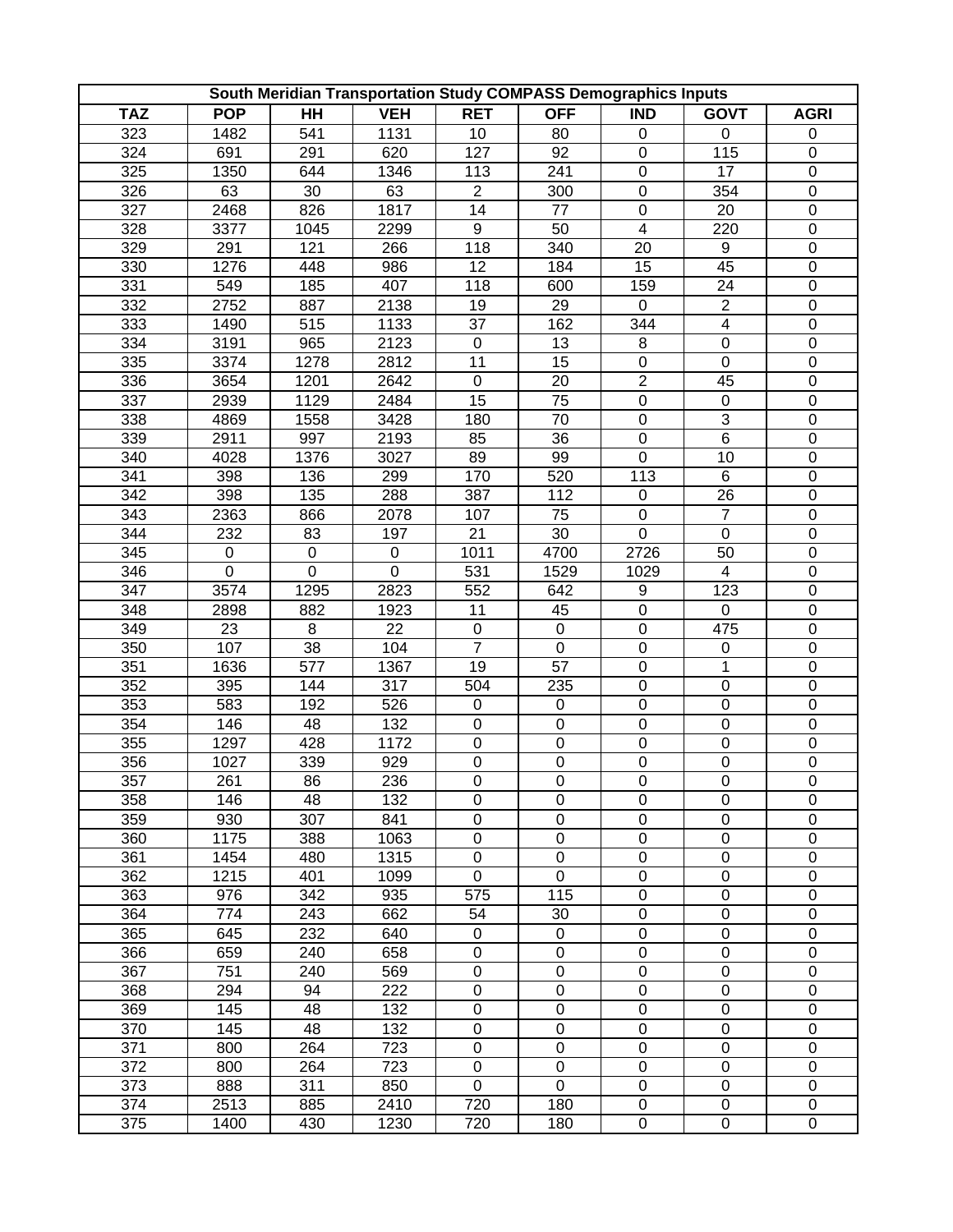| South Meridian Transportation Study COMPASS Demographics Inputs | | | | | | | | |
|---|---|---|---|---|---|---|---|---|
| TAZ | POP | HH | VEH | RET | OFF | IND | GOVT | AGRI |
| 323 | 1482 | 541 | 1131 | 10 | 80 | 0 | 0 | 0 |
| 324 | 691 | 291 | 620 | 127 | 92 | 0 | 115 | 0 |
| 325 | 1350 | 644 | 1346 | 113 | 241 | 0 | 17 | 0 |
| 326 | 63 | 30 | 63 | 2 | 300 | 0 | 354 | 0 |
| 327 | 2468 | 826 | 1817 | 14 | 77 | 0 | 20 | 0 |
| 328 | 3377 | 1045 | 2299 | 9 | 50 | 4 | 220 | 0 |
| 329 | 291 | 121 | 266 | 118 | 340 | 20 | 9 | 0 |
| 330 | 1276 | 448 | 986 | 12 | 184 | 15 | 45 | 0 |
| 331 | 549 | 185 | 407 | 118 | 600 | 159 | 24 | 0 |
| 332 | 2752 | 887 | 2138 | 19 | 29 | 0 | 2 | 0 |
| 333 | 1490 | 515 | 1133 | 37 | 162 | 344 | 4 | 0 |
| 334 | 3191 | 965 | 2123 | 0 | 13 | 8 | 0 | 0 |
| 335 | 3374 | 1278 | 2812 | 11 | 15 | 0 | 0 | 0 |
| 336 | 3654 | 1201 | 2642 | 0 | 20 | 2 | 45 | 0 |
| 337 | 2939 | 1129 | 2484 | 15 | 75 | 0 | 0 | 0 |
| 338 | 4869 | 1558 | 3428 | 180 | 70 | 0 | 3 | 0 |
| 339 | 2911 | 997 | 2193 | 85 | 36 | 0 | 6 | 0 |
| 340 | 4028 | 1376 | 3027 | 89 | 99 | 0 | 10 | 0 |
| 341 | 398 | 136 | 299 | 170 | 520 | 113 | 6 | 0 |
| 342 | 398 | 135 | 288 | 387 | 112 | 0 | 26 | 0 |
| 343 | 2363 | 866 | 2078 | 107 | 75 | 0 | 7 | 0 |
| 344 | 232 | 83 | 197 | 21 | 30 | 0 | 0 | 0 |
| 345 | 0 | 0 | 0 | 1011 | 4700 | 2726 | 50 | 0 |
| 346 | 0 | 0 | 0 | 531 | 1529 | 1029 | 4 | 0 |
| 347 | 3574 | 1295 | 2823 | 552 | 642 | 9 | 123 | 0 |
| 348 | 2898 | 882 | 1923 | 11 | 45 | 0 | 0 | 0 |
| 349 | 23 | 8 | 22 | 0 | 0 | 0 | 475 | 0 |
| 350 | 107 | 38 | 104 | 7 | 0 | 0 | 0 | 0 |
| 351 | 1636 | 577 | 1367 | 19 | 57 | 0 | 1 | 0 |
| 352 | 395 | 144 | 317 | 504 | 235 | 0 | 0 | 0 |
| 353 | 583 | 192 | 526 | 0 | 0 | 0 | 0 | 0 |
| 354 | 146 | 48 | 132 | 0 | 0 | 0 | 0 | 0 |
| 355 | 1297 | 428 | 1172 | 0 | 0 | 0 | 0 | 0 |
| 356 | 1027 | 339 | 929 | 0 | 0 | 0 | 0 | 0 |
| 357 | 261 | 86 | 236 | 0 | 0 | 0 | 0 | 0 |
| 358 | 146 | 48 | 132 | 0 | 0 | 0 | 0 | 0 |
| 359 | 930 | 307 | 841 | 0 | 0 | 0 | 0 | 0 |
| 360 | 1175 | 388 | 1063 | 0 | 0 | 0 | 0 | 0 |
| 361 | 1454 | 480 | 1315 | 0 | 0 | 0 | 0 | 0 |
| 362 | 1215 | 401 | 1099 | 0 | 0 | 0 | 0 | 0 |
| 363 | 976 | 342 | 935 | 575 | 115 | 0 | 0 | 0 |
| 364 | 774 | 243 | 662 | 54 | 30 | 0 | 0 | 0 |
| 365 | 645 | 232 | 640 | 0 | 0 | 0 | 0 | 0 |
| 366 | 659 | 240 | 658 | 0 | 0 | 0 | 0 | 0 |
| 367 | 751 | 240 | 569 | 0 | 0 | 0 | 0 | 0 |
| 368 | 294 | 94 | 222 | 0 | 0 | 0 | 0 | 0 |
| 369 | 145 | 48 | 132 | 0 | 0 | 0 | 0 | 0 |
| 370 | 145 | 48 | 132 | 0 | 0 | 0 | 0 | 0 |
| 371 | 800 | 264 | 723 | 0 | 0 | 0 | 0 | 0 |
| 372 | 800 | 264 | 723 | 0 | 0 | 0 | 0 | 0 |
| 373 | 888 | 311 | 850 | 0 | 0 | 0 | 0 | 0 |
| 374 | 2513 | 885 | 2410 | 720 | 180 | 0 | 0 | 0 |
| 375 | 1400 | 430 | 1230 | 720 | 180 | 0 | 0 | 0 |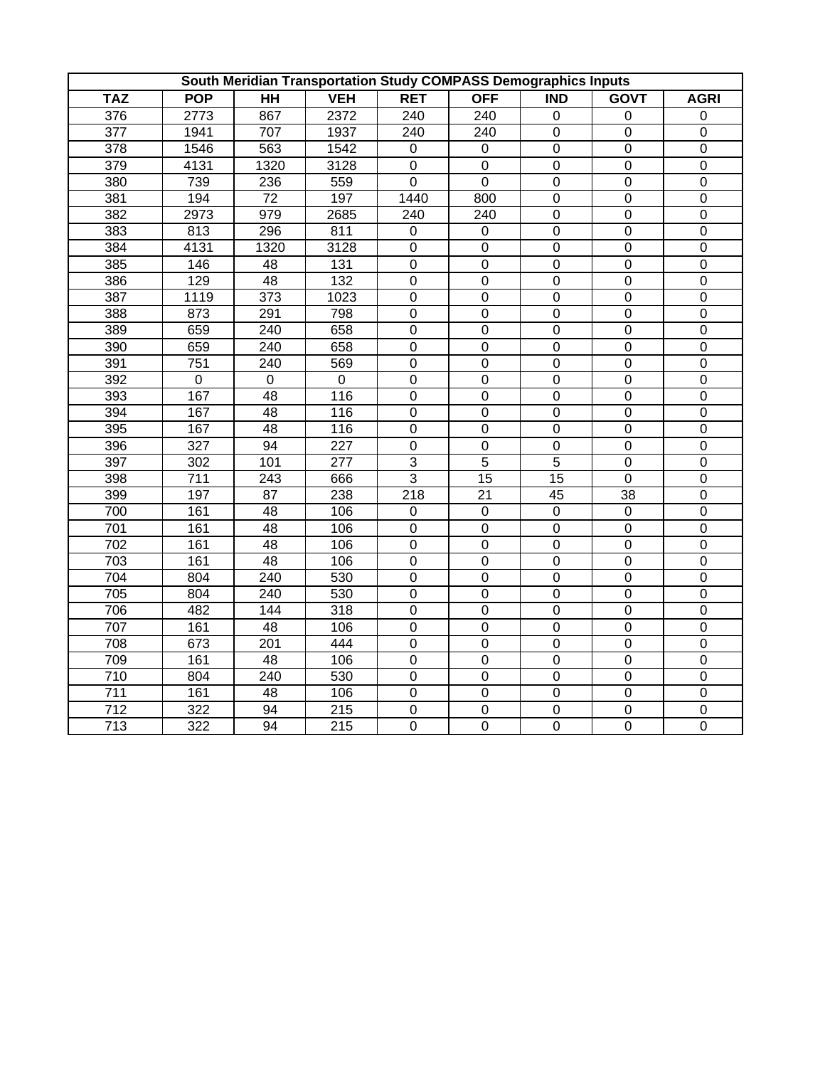| South Meridian Transportation Study COMPASS Demographics Inputs | | | | | | | | |
|---|---|---|---|---|---|---|---|---|
| **TAZ** | **POP** | **HH** | **VEH** | **RET** | **OFF** | **IND** | **GOVT** | **AGRI** |
| 376 | 2773 | 867 | 2372 | 240 | 240 | 0 | 0 | 0 |
| 377 | 1941 | 707 | 1937 | 240 | 240 | 0 | 0 | 0 |
| 378 | 1546 | 563 | 1542 | 0 | 0 | 0 | 0 | 0 |
| 379 | 4131 | 1320 | 3128 | 0 | 0 | 0 | 0 | 0 |
| 380 | 739 | 236 | 559 | 0 | 0 | 0 | 0 | 0 |
| 381 | 194 | 72 | 197 | 1440 | 800 | 0 | 0 | 0 |
| 382 | 2973 | 979 | 2685 | 240 | 240 | 0 | 0 | 0 |
| 383 | 813 | 296 | 811 | 0 | 0 | 0 | 0 | 0 |
| 384 | 4131 | 1320 | 3128 | 0 | 0 | 0 | 0 | 0 |
| 385 | 146 | 48 | 131 | 0 | 0 | 0 | 0 | 0 |
| 386 | 129 | 48 | 132 | 0 | 0 | 0 | 0 | 0 |
| 387 | 1119 | 373 | 1023 | 0 | 0 | 0 | 0 | 0 |
| 388 | 873 | 291 | 798 | 0 | 0 | 0 | 0 | 0 |
| 389 | 659 | 240 | 658 | 0 | 0 | 0 | 0 | 0 |
| 390 | 659 | 240 | 658 | 0 | 0 | 0 | 0 | 0 |
| 391 | 751 | 240 | 569 | 0 | 0 | 0 | 0 | 0 |
| 392 | 0 | 0 | 0 | 0 | 0 | 0 | 0 | 0 |
| 393 | 167 | 48 | 116 | 0 | 0 | 0 | 0 | 0 |
| 394 | 167 | 48 | 116 | 0 | 0 | 0 | 0 | 0 |
| 395 | 167 | 48 | 116 | 0 | 0 | 0 | 0 | 0 |
| 396 | 327 | 94 | 227 | 0 | 0 | 0 | 0 | 0 |
| 397 | 302 | 101 | 277 | 3 | 5 | 5 | 0 | 0 |
| 398 | 711 | 243 | 666 | 3 | 15 | 15 | 0 | 0 |
| 399 | 197 | 87 | 238 | 218 | 21 | 45 | 38 | 0 |
| 700 | 161 | 48 | 106 | 0 | 0 | 0 | 0 | 0 |
| 701 | 161 | 48 | 106 | 0 | 0 | 0 | 0 | 0 |
| 702 | 161 | 48 | 106 | 0 | 0 | 0 | 0 | 0 |
| 703 | 161 | 48 | 106 | 0 | 0 | 0 | 0 | 0 |
| 704 | 804 | 240 | 530 | 0 | 0 | 0 | 0 | 0 |
| 705 | 804 | 240 | 530 | 0 | 0 | 0 | 0 | 0 |
| 706 | 482 | 144 | 318 | 0 | 0 | 0 | 0 | 0 |
| 707 | 161 | 48 | 106 | 0 | 0 | 0 | 0 | 0 |
| 708 | 673 | 201 | 444 | 0 | 0 | 0 | 0 | 0 |
| 709 | 161 | 48 | 106 | 0 | 0 | 0 | 0 | 0 |
| 710 | 804 | 240 | 530 | 0 | 0 | 0 | 0 | 0 |
| 711 | 161 | 48 | 106 | 0 | 0 | 0 | 0 | 0 |
| 712 | 322 | 94 | 215 | 0 | 0 | 0 | 0 | 0 |
| 713 | 322 | 94 | 215 | 0 | 0 | 0 | 0 | 0 |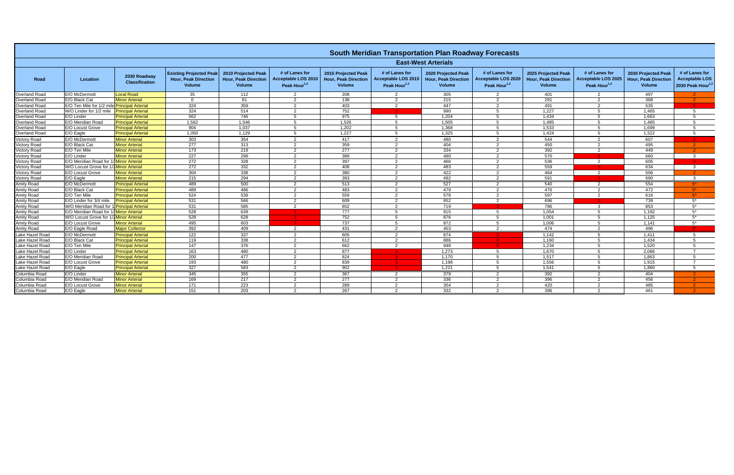# South Meridian Transportation Plan Roadway Forecasts

## East-West Arterials

| Road | Location | 2030 Roadway Classification | Existing Projected Peak Hour, Peak Direction Volume | 2010 Projected Peak Hour, Peak Direction Volume | # of Lanes for Acceptable LOS 2010 Peak Hour[1,2] | 2015 Projected Peak Hour, Peak Direction Volume | # of Lanes for Acceptable LOS 2015 Peak Hour[1,2] | 2020 Projected Peak Hour, Peak Direction Volume | # of Lanes for Acceptable LOS 2020 Peak Hour[1,2] | 2025 Projected Peak Hour, Peak Direction Volume | # of Lanes for Acceptable LOS 2025 Peak Hour[1,2] | 2030 Projected Peak Hour, Peak Direction Volume | # of Lanes for Acceptable LOS 2030 Peak Hour[1,2] |
|---|---|---|---|---|---|---|---|---|---|---|---|---|---|
| Overland Road | E/O McDermott | Local Road | 35 | 112 | 2 | 208 | 2 | 305 | 2 | 401 | 2 | 497 | 2 |
| Overland Road | E/O Black Cat | Minor Arterial | 0 | 61 | 2 | 138 | 2 | 215 | 2 | 291 | 2 | 368 | 2 |
| Overland Road | E/O Ten Mile for 1/2 mile | Principal Arterial | 324 | 359 | 2 | 403 | 2 | 447 | 2 | 491 | 2 | 535 | 5 |
| Overland Road | W/O Linder for 1/2 mile | Principal Arterial | 324 | 514 | 2 | 752 | 3 | 990 | 5 | 1,227 | 5 | 1,465 | 5 |
| Overland Road | E/O Linder | Principal Arterial | 562 | 746 | 5 | 975 | 5 | 1,204 | 5 | 1,434 | 5 | 1,663 | 5 |
| Overland Road | E/O Meridian Road | Principal Arterial | 1,562 | 1,546 | 5 | 1,526 | 5 | 1,505 | 5 | 1,485 | 5 | 1,465 | 5 |
| Overland Road | E/O Locust Grove | Principal Arterial | 904 | 1,037 | 5 | 1,202 | 5 | 1,368 | 5 | 1,533 | 5 | 1,699 | 5 |
| Overland Road | E/O Eagle | Principal Arterial | 1,050 | 1,129 | 5 | 1,227 | 5 | 1,325 | 5 | 1,424 | 5 | 1,522 | 5 |
| Victory Road | E/O McDermott | Minor Arterial | 303 | 354 | 2 | 417 | 2 | 480 | 2 | 544 | 2 | 607 | 3 |
| Victory Road | E/O Black Cat | Minor Arterial | 277 | 313 | 2 | 359 | 2 | 404 | 2 | 450 | 2 | 495 | 2 |
| Victory Road | E/O Ten Mile | Minor Arterial | 173 | 219 | 2 | 277 | 2 | 334 | 2 | 392 | 2 | 449 | 2 |
| Victory Road | E/O Linder | Minor Arterial | 227 | 299 | 2 | 389 | 2 | 480 | 2 | 570 | 3 | 660 | 3 |
| Victory Road | E/O Meridian Road for 1/ | Minor Arterial | 272 | 328 | 2 | 397 | 2 | 466 | 2 | 536 | 2 | 605 | 3 |
| Victory Road | W/O Locust Grove for 1/2 | Minor Arterial | 272 | 332 | 2 | 408 | 2 | 483 | 2 | 559 | 3 | 634 | 3 |
| Victory Road | E/O Locust Grove | Minor Arterial | 304 | 338 | 2 | 380 | 2 | 422 | 2 | 464 | 2 | 506 | 2 |
| Victory Road | E/O Eagle | Minor Arterial | 215 | 294 | 2 | 393 | 2 | 492 | 2 | 591 | 3 | 690 | 3 |
| Amity Road | E/O McDermott | Principal Arterial | 489 | 500 | 2 | 513 | 2 | 527 | 2 | 540 | 2 | 554 | 5* |
| Amity Road | E/O Black Cat | Principal Arterial | 489 | 486 | 2 | 483 | 2 | 479 | 2 | 476 | 2 | 472 | 5* |
| Amity Road | E/O Ten Mile | Principal Arterial | 524 | 539 | 2 | 559 | 2 | 578 | 2 | 597 | 2 | 616 | 5* |
| Amity Road | E/O Linder for 3/4 mile | Principal Arterial | 531 | 566 | 2 | 609 | 2 | 652 | 2 | 696 | 3 | 739 | 5* |
| Amity Road | W/O Meridian Road for 1 | Principal Arterial | 531 | 585 | 2 | 652 | 2 | 719 | 3 | 786 | 3 | 853 | 5* |
| Amity Road | E/O Meridian Road for 1/ | Minor Arterial | 528 | 639 | 3 | 777 | 5 | 915 | 5 | 1,054 | 5 | 1,192 | 5* |
| Amity Road | W/O Locust Grove for 1/2 | Minor Arterial | 528 | 628 | 3 | 752 | 5 | 876 | 5 | 1,001 | 5 | 1,125 | 5* |
| Amity Road | E/O Locust Grove | Minor Arterial | 495 | 603 | 3 | 737 | 5 | 872 | 5 | 1,006 | 5 | 1,141 | 5* |
| Amity Road | E/O Eagle Road | Major Collector | 392 | 409 | 2 | 431 | 2 | 453 | 2 | 474 | 2 | 496 | 5* |
| Lake Hazel Road | E/O McDermott | Principal Arterial | 122 | 337 | 2 | 605 | 2 | 874 | 3 | 1,142 | 5 | 1,411 | 5 |
| Lake Hazel Road | E/O Black Cat | Principal Arterial | 119 | 338 | 2 | 612 | 2 | 886 | 3 | 1,160 | 5 | 1,434 | 5 |
| Lake Hazel Road | E/O Ten Mile | Principal Arterial | 147 | 376 | 2 | 662 | 2 | 948 | 5 | 1,234 | 5 | 1,520 | 5 |
| Lake Hazel Road | E/O Linder | Principal Arterial | 163 | 480 | 2 | 877 | 3 | 1,273 | 5 | 1,670 | 5 | 2,066 | 7 |
| Lake Hazel Road | E/O Meridian Road | Principal Arterial | 200 | 477 | 2 | 824 | 3 | 1,170 | 5 | 1,517 | 5 | 1,863 | 5 |
| Lake Hazel Road | E/O Locust Grove | Principal Arterial | 193 | 480 | 2 | 839 | 3 | 1,198 | 5 | 1,556 | 5 | 1,915 | 7 |
| Lake Hazel Road | E/O Eagle | Principal Arterial | 327 | 583 | 2 | 902 | 3 | 1,221 | 5 | 1,541 | 5 | 1,860 | 5 |
| Columbia Road | E/O Linder | Minor Arterial | 345 | 355 | 2 | 367 | 2 | 379 | 2 | 392 | 2 | 404 | 2 |
| Columbia Road | E/O Meridian Road | Minor Arterial | 169 | 217 | 2 | 277 | 2 | 336 | 2 | 396 | 2 | 456 | 2 |
| Columbia Road | E/O Locust Grove | Minor Arterial | 171 | 223 | 2 | 289 | 2 | 354 | 2 | 420 | 2 | 485 | 2 |
| Columbia Road | E/O Eagle | Minor Arterial | 151 | 203 | 2 | 267 | 2 | 332 | 2 | 396 | 2 | 461 | 2 |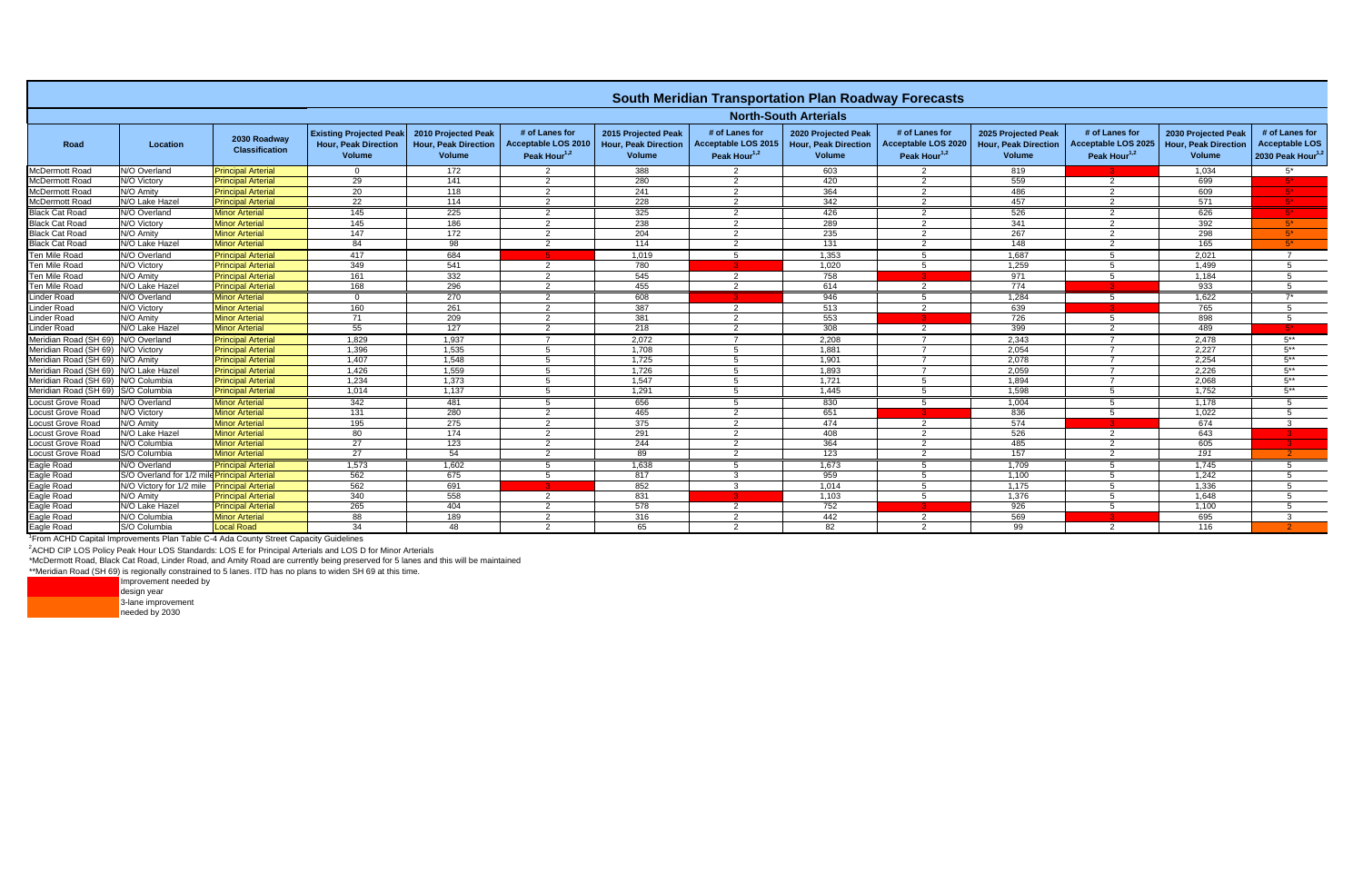# South Meridian Transportation Plan Roadway Forecasts

## North-South Arterials

| Road | Location | 2030 Roadway Classification | Existing Projected Peak Hour, Peak Direction Volume | 2010 Projected Peak Hour, Peak Direction Volume | # of Lanes for Acceptable LOS 2010 Peak Hour[1,2] | 2015 Projected Peak Hour, Peak Direction Volume | # of Lanes for Acceptable LOS 2015 Peak Hour[1,2] | 2020 Projected Peak Hour, Peak Direction Volume | # of Lanes for Acceptable LOS 2020 Peak Hour[1,2] | 2025 Projected Peak Hour, Peak Direction Volume | # of Lanes for Acceptable LOS 2025 Peak Hour[1,2] | 2030 Projected Peak Hour, Peak Direction Volume | # of Lanes for Acceptable LOS 2030 Peak Hour[1,2] |
|---|---|---|---|---|---|---|---|---|---|---|---|---|---|
| McDermott Road | N/O Overland | Principal Arterial | 0 | 172 | 2 | 388 | 2 | 603 | 2 | 819 | 3 | 1,034 | 5* |
| McDermott Road | N/O Victory | Principal Arterial | 29 | 141 | 2 | 280 | 2 | 420 | 2 | 559 | 2 | 699 | 5* |
| McDermott Road | N/O Amity | Principal Arterial | 20 | 118 | 2 | 241 | 2 | 364 | 2 | 486 | 2 | 609 | 5* |
| McDermott Road | N/O Lake Hazel | Principal Arterial | 22 | 114 | 2 | 228 | 2 | 342 | 2 | 457 | 2 | 571 | 5* |
| Black Cat Road | N/O Overland | Minor Arterial | 145 | 225 | 2 | 325 | 2 | 426 | 2 | 526 | 2 | 626 | 5* |
| Black Cat Road | N/O Victory | Minor Arterial | 145 | 186 | 2 | 238 | 2 | 289 | 2 | 341 | 2 | 392 | 5* |
| Black Cat Road | N/O Amity | Minor Arterial | 147 | 172 | 2 | 204 | 2 | 235 | 2 | 267 | 2 | 298 | 5* |
| Black Cat Road | N/O Lake Hazel | Minor Arterial | 84 | 98 | 2 | 114 | 2 | 131 | 2 | 148 | 2 | 165 | 5* |
| Ten Mile Road | N/O Overland | Principal Arterial | 417 | 684 | 5 | 1,019 | 5 | 1,353 | 5 | 1,687 | 5 | 2,021 | 7 |
| Ten Mile Road | N/O Victory | Principal Arterial | 349 | 541 | 2 | 780 | 3 | 1,020 | 5 | 1,259 | 5 | 1,499 | 5 |
| Ten Mile Road | N/O Amity | Principal Arterial | 161 | 332 | 2 | 545 | 2 | 758 | 3 | 971 | 5 | 1,184 | 5 |
| Ten Mile Road | N/O Lake Hazel | Principal Arterial | 168 | 296 | 2 | 455 | 2 | 614 | 2 | 774 | 3 | 933 | 5 |
| Linder Road | N/O Overland | Minor Arterial | 0 | 270 | 2 | 608 | 3 | 946 | 5 | 1,284 | 5 | 1,622 | 7* |
| Linder Road | N/O Victory | Minor Arterial | 160 | 261 | 2 | 387 | 2 | 513 | 2 | 639 | 3 | 765 | 5 |
| Linder Road | N/O Amity | Minor Arterial | 71 | 209 | 2 | 381 | 2 | 553 | 3 | 726 | 5 | 898 | 5 |
| Linder Road | N/O Lake Hazel | Minor Arterial | 55 | 127 | 2 | 218 | 2 | 308 | 2 | 399 | 2 | 489 | 5* |
| Meridian Road (SH 69) | N/O Overland | Principal Arterial | 1,829 | 1,937 | 7 | 2,072 | 7 | 2,208 | 7 | 2,343 | 7 | 2,478 | 5** |
| Meridian Road (SH 69) | N/O Victory | Principal Arterial | 1,396 | 1,535 | 5 | 1,708 | 5 | 1,881 | 7 | 2,054 | 7 | 2,227 | 5** |
| Meridian Road (SH 69) | N/O Amity | Principal Arterial | 1,407 | 1,548 | 5 | 1,725 | 5 | 1,901 | 7 | 2,078 | 7 | 2,254 | 5** |
| Meridian Road (SH 69) | N/O Lake Hazel | Principal Arterial | 1,426 | 1,559 | 5 | 1,726 | 5 | 1,893 | 7 | 2,059 | 7 | 2,226 | 5** |
| Meridian Road (SH 69) | N/O Columbia | Principal Arterial | 1,234 | 1,373 | 5 | 1,547 | 5 | 1,721 | 5 | 1,894 | 7 | 2,068 | 5** |
| Meridian Road (SH 69) | S/O Columbia | Principal Arterial | 1,014 | 1,137 | 5 | 1,291 | 5 | 1,445 | 5 | 1,598 | 5 | 1,752 | 5** |
| Locust Grove Road | N/O Overland | Minor Arterial | 342 | 481 | 5 | 656 | 5 | 830 | 5 | 1,004 | 5 | 1,178 | 5 |
| Locust Grove Road | N/O Victory | Minor Arterial | 131 | 280 | 2 | 465 | 2 | 651 | 3 | 836 | 5 | 1,022 | 5 |
| Locust Grove Road | N/O Amity | Minor Arterial | 195 | 275 | 2 | 375 | 2 | 474 | 2 | 574 | 3 | 674 | 3 |
| Locust Grove Road | N/O Lake Hazel | Minor Arterial | 80 | 174 | 2 | 291 | 2 | 408 | 2 | 526 | 2 | 643 | 3 |
| Locust Grove Road | N/O Columbia | Minor Arterial | 27 | 123 | 2 | 244 | 2 | 364 | 2 | 485 | 2 | 605 | 3 |
| Locust Grove Road | S/O Columbia | Minor Arterial | 27 | 54 | 2 | 89 | 2 | 123 | 2 | 157 | 2 | 191 | 2 |
| Eagle Road | N/O Overland | Principal Arterial | 1,573 | 1,602 | 5 | 1,638 | 5 | 1,673 | 5 | 1,709 | 5 | 1,745 | 5 |
| Eagle Road | S/O Overland for 1/2 mile | Principal Arterial | 562 | 675 | 5 | 817 | 3 | 959 | 5 | 1,100 | 5 | 1,242 | 5 |
| Eagle Road | N/O Victory for 1/2 mile | Principal Arterial | 562 | 691 | 3 | 852 | 3 | 1,014 | 5 | 1,175 | 5 | 1,336 | 5 |
| Eagle Road | N/O Amity | Principal Arterial | 340 | 558 | 2 | 831 | 3 | 1,103 | 5 | 1,376 | 5 | 1,648 | 5 |
| Eagle Road | N/O Lake Hazel | Principal Arterial | 265 | 404 | 2 | 578 | 2 | 752 | 3 | 926 | 5 | 1,100 | 5 |
| Eagle Road | N/O Columbia | Minor Arterial | 88 | 189 | 2 | 316 | 2 | 442 | 2 | 569 | 3 | 695 | 3 |
| Eagle Road | S/O Columbia | Local Road | 34 | 48 | 2 | 65 | 2 | 82 | 2 | 99 | 2 | 116 | 2 |

[1]From ACHD Capital Improvements Plan Table C-4 Ada County Street Capacity Guidelines

[2]ACHD CIP LOS Policy Peak Hour LOS Standards: LOS E for Principal Arterials and LOS D for Minor Arterials

*McDermott Road, Black Cat Road, Linder Road, and Amity Road are currently being preserved for 5 lanes and this will be maintained

**Meridian Road (SH 69) is regionally constrained to 5 lanes. ITD has no plans to widen SH 69 at this time.

Improvement needed by design year

3-lane improvement needed by 2030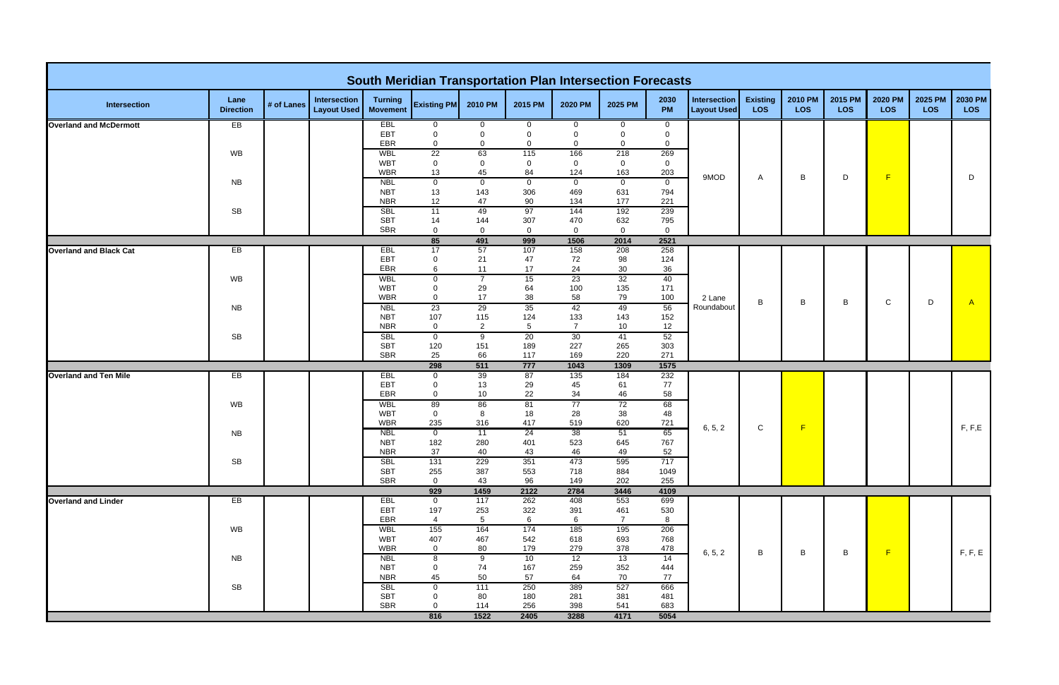# South Meridian Transportation Plan Intersection Forecasts

| Intersection | Lane Direction | # of Lanes | Intersection Layout Used | Turning Movement | Existing PM | 2010 PM | 2015 PM | 2020 PM | 2025 PM | 2030 PM | Intersection Layout Used | Existing LOS | 2010 PM LOS | 2015 PM LOS | 2020 PM LOS | 2025 PM LOS | 2030 PM LOS |
|---|---|---|---|---|---|---|---|---|---|---|---|---|---|---|---|---|---|
| Overland and McDermott | EB | | | EBL | 0 | 0 | 0 | 0 | 0 | 0 | 9MOD | A | B | D | F | | D |
| | | | | EBT | 0 | 0 | 0 | 0 | 0 | 0 | | | | | | | |
| | | | | EBR | 0 | 0 | 0 | 0 | 0 | 0 | | | | | | | |
| | WB | | | WBL | 22 | 63 | 115 | 166 | 218 | 269 | | | | | | | |
| | | | | WBT | 0 | 0 | 0 | 0 | 0 | 0 | | | | | | | |
| | | | | WBR | 13 | 45 | 84 | 124 | 163 | 203 | | | | | | | |
| | NB | | | NBL | 0 | 0 | 0 | 0 | 0 | 0 | | | | | | | |
| | | | | NBT | 13 | 143 | 306 | 469 | 631 | 794 | | | | | | | |
| | | | | NBR | 12 | 47 | 90 | 134 | 177 | 221 | | | | | | | |
| | SB | | | SBL | 11 | 49 | 97 | 144 | 192 | 239 | | | | | | | |
| | | | | SBT | 14 | 144 | 307 | 470 | 632 | 795 | | | | | | | |
| | | | | SBR | 0 | 0 | 0 | 0 | 0 | 0 | | | | | | | |
| | | | | | **85** | **491** | **999** | **1506** | **2014** | **2521** | | | | | | | |
| Overland and Black Cat | EB | | | EBL | 17 | 57 | 107 | 158 | 208 | 258 | 2 Lane Roundabout | B | B | B | C | D | A |
| | | | | EBT | 0 | 21 | 47 | 72 | 98 | 124 | | | | | | | |
| | | | | EBR | 6 | 11 | 17 | 24 | 30 | 36 | | | | | | | |
| | WB | | | WBL | 0 | 7 | 15 | 23 | 32 | 40 | | | | | | | |
| | | | | WBT | 0 | 29 | 64 | 100 | 135 | 171 | | | | | | | |
| | | | | WBR | 0 | 17 | 38 | 58 | 79 | 100 | | | | | | | |
| | NB | | | NBL | 23 | 29 | 35 | 42 | 49 | 56 | | | | | | | |
| | | | | NBT | 107 | 115 | 124 | 133 | 143 | 152 | | | | | | | |
| | | | | NBR | 0 | 2 | 5 | 7 | 10 | 12 | | | | | | | |
| | SB | | | SBL | 0 | 9 | 20 | 30 | 41 | 52 | | | | | | | |
| | | | | SBT | 120 | 151 | 189 | 227 | 265 | 303 | | | | | | | |
| | | | | SBR | 25 | 66 | 117 | 169 | 220 | 271 | | | | | | | |
| | | | | | **298** | **511** | **777** | **1043** | **1309** | **1575** | | | | | | | |
| Overland and Ten Mile | EB | | | EBL | 0 | 39 | 87 | 135 | 184 | 232 | 6, 5, 2 | C | F | | | | F, F,E |
| | | | | EBT | 0 | 13 | 29 | 45 | 61 | 77 | | | | | | | |
| | | | | EBR | 0 | 10 | 22 | 34 | 46 | 58 | | | | | | | |
| | WB | | | WBL | 89 | 86 | 81 | 77 | 72 | 68 | | | | | | | |
| | | | | WBT | 0 | 8 | 18 | 28 | 38 | 48 | | | | | | | |
| | | | | WBR | 235 | 316 | 417 | 519 | 620 | 721 | | | | | | | |
| | NB | | | NBL | 0 | 11 | 24 | 38 | 51 | 65 | | | | | | | |
| | | | | NBT | 182 | 280 | 401 | 523 | 645 | 767 | | | | | | | |
| | | | | NBR | 37 | 40 | 43 | 46 | 49 | 52 | | | | | | | |
| | SB | | | SBL | 131 | 229 | 351 | 473 | 595 | 717 | | | | | | | |
| | | | | SBT | 255 | 387 | 553 | 718 | 884 | 1049 | | | | | | | |
| | | | | SBR | 0 | 43 | 96 | 149 | 202 | 255 | | | | | | | |
| | | | | | **929** | **1459** | **2122** | **2784** | **3446** | **4109** | | | | | | | |
| Overland and Linder | EB | | | EBL | 0 | 117 | 262 | 408 | 553 | 699 | 6, 5, 2 | B | B | B | F | | F, F, E |
| | | | | EBT | 197 | 253 | 322 | 391 | 461 | 530 | | | | | | | |
| | | | | EBR | 4 | 5 | 6 | 6 | 7 | 8 | | | | | | | |
| | WB | | | WBL | 155 | 164 | 174 | 185 | 195 | 206 | | | | | | | |
| | | | | WBT | 407 | 467 | 542 | 618 | 693 | 768 | | | | | | | |
| | | | | WBR | 0 | 80 | 179 | 279 | 378 | 478 | | | | | | | |
| | NB | | | NBL | 8 | 9 | 10 | 12 | 13 | 14 | | | | | | | |
| | | | | NBT | 0 | 74 | 167 | 259 | 352 | 444 | | | | | | | |
| | | | | NBR | 45 | 50 | 57 | 64 | 70 | 77 | | | | | | | |
| | SB | | | SBL | 0 | 111 | 250 | 389 | 527 | 666 | | | | | | | |
| | | | | SBT | 0 | 80 | 180 | 281 | 381 | 481 | | | | | | | |
| | | | | SBR | 0 | 114 | 256 | 398 | 541 | 683 | | | | | | | |
| | | | | | **816** | **1522** | **2405** | **3288** | **4171** | **5054** | | | | | | | |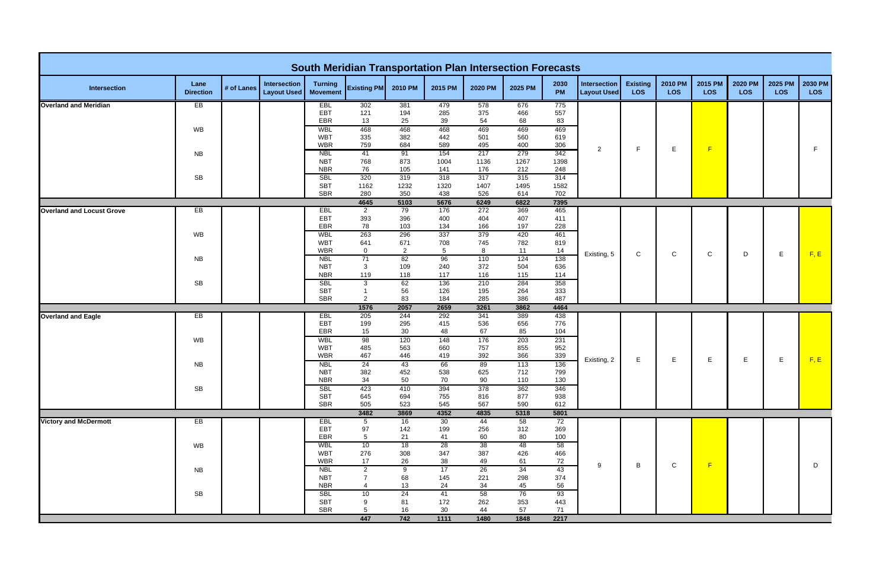# South Meridian Transportation Plan Intersection Forecasts

| Intersection | Lane Direction | # of Lanes | Intersection Layout Used | Turning Movement | Existing PM | 2010 PM | 2015 PM | 2020 PM | 2025 PM | 2030 PM | Intersection Layout Used | Existing LOS | 2010 PM LOS | 2015 PM LOS | 2020 PM LOS | 2025 PM LOS | 2030 PM LOS |
|---|---|---|---|---|---|---|---|---|---|---|---|---|---|---|---|---|---|
| Overland and Meridian | EB | | | EBL | 302 | 381 | 479 | 578 | 676 | 775 | 2 | F | E | F | | | F |
| | | | | EBT | 121 | 194 | 285 | 375 | 466 | 557 | | | | | | | |
| | | | | EBR | 13 | 25 | 39 | 54 | 68 | 83 | | | | | | | |
| | WB | | | WBL | 468 | 468 | 468 | 469 | 469 | 469 | | | | | | | |
| | | | | WBT | 335 | 382 | 442 | 501 | 560 | 619 | | | | | | | |
| | | | | WBR | 759 | 684 | 589 | 495 | 400 | 306 | | | | | | | |
| | NB | | | NBL | 41 | 91 | 154 | 217 | 279 | 342 | | | | | | | |
| | | | | NBT | 768 | 873 | 1004 | 1136 | 1267 | 1398 | | | | | | | |
| | | | | NBR | 76 | 105 | 141 | 176 | 212 | 248 | | | | | | | |
| | SB | | | SBL | 320 | 319 | 318 | 317 | 315 | 314 | | | | | | | |
| | | | | SBT | 1162 | 1232 | 1320 | 1407 | 1495 | 1582 | | | | | | | |
| | | | | SBR | 280 | 350 | 438 | 526 | 614 | 702 | | | | | | | |
| | | | | | **4645** | **5103** | **5676** | **6249** | **6822** | **7395** | | | | | | | |
| Overland and Locust Grove | EB | | | EBL | 2 | 79 | 176 | 272 | 369 | 465 | Existing, 5 | C | C | C | D | E | F, E |
| | | | | EBT | 393 | 396 | 400 | 404 | 407 | 411 | | | | | | | |
| | | | | EBR | 78 | 103 | 134 | 166 | 197 | 228 | | | | | | | |
| | WB | | | WBL | 263 | 296 | 337 | 379 | 420 | 461 | | | | | | | |
| | | | | WBT | 641 | 671 | 708 | 745 | 782 | 819 | | | | | | | |
| | | | | WBR | 0 | 2 | 5 | 8 | 11 | 14 | | | | | | | |
| | NB | | | NBL | 71 | 82 | 96 | 110 | 124 | 138 | | | | | | | |
| | | | | NBT | 3 | 109 | 240 | 372 | 504 | 636 | | | | | | | |
| | | | | NBR | 119 | 118 | 117 | 116 | 115 | 114 | | | | | | | |
| | SB | | | SBL | 3 | 62 | 136 | 210 | 284 | 358 | | | | | | | |
| | | | | SBT | 1 | 56 | 126 | 195 | 264 | 333 | | | | | | | |
| | | | | SBR | 2 | 83 | 184 | 285 | 386 | 487 | | | | | | | |
| | | | | | **1576** | **2057** | **2659** | **3261** | **3862** | **4464** | | | | | | | |
| Overland and Eagle | EB | | | EBL | 205 | 244 | 292 | 341 | 389 | 438 | Existing, 2 | E | E | E | E | E | F, E |
| | | | | EBT | 199 | 295 | 415 | 536 | 656 | 776 | | | | | | | |
| | | | | EBR | 15 | 30 | 48 | 67 | 85 | 104 | | | | | | | |
| | WB | | | WBL | 98 | 120 | 148 | 176 | 203 | 231 | | | | | | | |
| | | | | WBT | 485 | 563 | 660 | 757 | 855 | 952 | | | | | | | |
| | | | | WBR | 467 | 446 | 419 | 392 | 366 | 339 | | | | | | | |
| | NB | | | NBL | 24 | 43 | 66 | 89 | 113 | 136 | | | | | | | |
| | | | | NBT | 382 | 452 | 538 | 625 | 712 | 799 | | | | | | | |
| | | | | NBR | 34 | 50 | 70 | 90 | 110 | 130 | | | | | | | |
| | SB | | | SBL | 423 | 410 | 394 | 378 | 362 | 346 | | | | | | | |
| | | | | SBT | 645 | 694 | 755 | 816 | 877 | 938 | | | | | | | |
| | | | | SBR | 505 | 523 | 545 | 567 | 590 | 612 | | | | | | | |
| | | | | | **3482** | **3869** | **4352** | **4835** | **5318** | **5801** | | | | | | | |
| Victory and McDermott | EB | | | EBL | 5 | 16 | 30 | 44 | 58 | 72 | 9 | B | C | F | | | D |
| | | | | EBT | 97 | 142 | 199 | 256 | 312 | 369 | | | | | | | |
| | | | | EBR | 5 | 21 | 41 | 60 | 80 | 100 | | | | | | | |
| | WB | | | WBL | 10 | 18 | 28 | 38 | 48 | 58 | | | | | | | |
| | | | | WBT | 276 | 308 | 347 | 387 | 426 | 466 | | | | | | | |
| | | | | WBR | 17 | 26 | 38 | 49 | 61 | 72 | | | | | | | |
| | NB | | | NBL | 2 | 9 | 17 | 26 | 34 | 43 | | | | | | | |
| | | | | NBT | 7 | 68 | 145 | 221 | 298 | 374 | | | | | | | |
| | | | | NBR | 4 | 13 | 24 | 34 | 45 | 56 | | | | | | | |
| | SB | | | SBL | 10 | 24 | 41 | 58 | 76 | 93 | | | | | | | |
| | | | | SBT | 9 | 81 | 172 | 262 | 353 | 443 | | | | | | | |
| | | | | SBR | 5 | 16 | 30 | 44 | 57 | 71 | | | | | | | |
| | | | | | **447** | **742** | **1111** | **1480** | **1848** | **2217** | | | | | | | |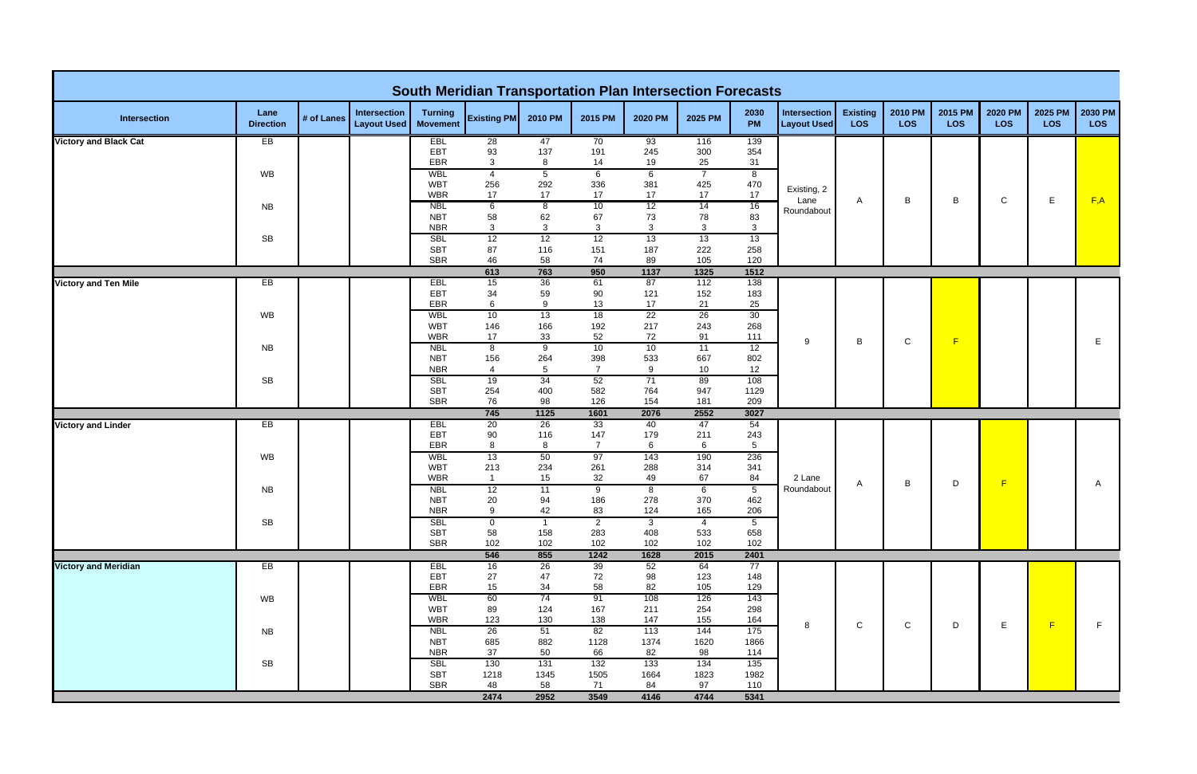# South Meridian Transportation Plan Intersection Forecasts

| Intersection | Lane Direction | # of Lanes | Intersection Layout Used | Turning Movement | Existing PM | 2010 PM | 2015 PM | 2020 PM | 2025 PM | 2030 PM | Intersection Layout Used | Existing LOS | 2010 PM LOS | 2015 PM LOS | 2020 PM LOS | 2025 PM LOS | 2030 PM LOS |
|---|---|---|---|---|---|---|---|---|---|---|---|---|---|---|---|---|---|
| Victory and Black Cat | EB | | | EBL | 28 | 47 | 70 | 93 | 116 | 139 | Existing, 2 Lane Roundabout | A | B | B | C | E | F,A |
| | | | | EBT | 93 | 137 | 191 | 245 | 300 | 354 | | | | | | | |
| | | | | EBR | 3 | 8 | 14 | 19 | 25 | 31 | | | | | | | |
| | WB | | | WBL | 4 | 5 | 6 | 6 | 7 | 8 | | | | | | | |
| | | | | WBT | 256 | 292 | 336 | 381 | 425 | 470 | | | | | | | |
| | | | | WBR | 17 | 17 | 17 | 17 | 17 | 17 | | | | | | | |
| | NB | | | NBL | 6 | 8 | 10 | 12 | 14 | 16 | | | | | | | |
| | | | | NBT | 58 | 62 | 67 | 73 | 78 | 83 | | | | | | | |
| | | | | NBR | 3 | 3 | 3 | 3 | 3 | 3 | | | | | | | |
| | SB | | | SBL | 12 | 12 | 12 | 13 | 13 | 13 | | | | | | | |
| | | | | SBT | 87 | 116 | 151 | 187 | 222 | 258 | | | | | | | |
| | | | | SBR | 46 | 58 | 74 | 89 | 105 | 120 | | | | | | | |
| | | | | | **613** | **763** | **950** | **1137** | **1325** | **1512** | | | | | | | |
| Victory and Ten Mile | EB | | | EBL | 15 | 36 | 61 | 87 | 112 | 138 | 9 | B | C | F | | | E |
| | | | | EBT | 34 | 59 | 90 | 121 | 152 | 183 | | | | | | | |
| | | | | EBR | 6 | 9 | 13 | 17 | 21 | 25 | | | | | | | |
| | WB | | | WBL | 10 | 13 | 18 | 22 | 26 | 30 | | | | | | | |
| | | | | WBT | 146 | 166 | 192 | 217 | 243 | 268 | | | | | | | |
| | | | | WBR | 17 | 33 | 52 | 72 | 91 | 111 | | | | | | | |
| | NB | | | NBL | 8 | 9 | 10 | 10 | 11 | 12 | | | | | | | |
| | | | | NBT | 156 | 264 | 398 | 533 | 667 | 802 | | | | | | | |
| | | | | NBR | 4 | 5 | 7 | 9 | 10 | 12 | | | | | | | |
| | SB | | | SBL | 19 | 34 | 52 | 71 | 89 | 108 | | | | | | | |
| | | | | SBT | 254 | 400 | 582 | 764 | 947 | 1129 | | | | | | | |
| | | | | SBR | 76 | 98 | 126 | 154 | 181 | 209 | | | | | | | |
| | | | | | **745** | **1125** | **1601** | **2076** | **2552** | **3027** | | | | | | | |
| Victory and Linder | EB | | | EBL | 20 | 26 | 33 | 40 | 47 | 54 | 2 Lane Roundabout | A | B | D | F | | A |
| | | | | EBT | 90 | 116 | 147 | 179 | 211 | 243 | | | | | | | |
| | | | | EBR | 8 | 8 | 7 | 6 | 6 | 5 | | | | | | | |
| | WB | | | WBL | 13 | 50 | 97 | 143 | 190 | 236 | | | | | | | |
| | | | | WBT | 213 | 234 | 261 | 288 | 314 | 341 | | | | | | | |
| | | | | WBR | 1 | 15 | 32 | 49 | 67 | 84 | | | | | | | |
| | NB | | | NBL | 12 | 11 | 9 | 8 | 6 | 5 | | | | | | | |
| | | | | NBT | 20 | 94 | 186 | 278 | 370 | 462 | | | | | | | |
| | | | | NBR | 9 | 42 | 83 | 124 | 165 | 206 | | | | | | | |
| | SB | | | SBL | 0 | 1 | 2 | 3 | 4 | 5 | | | | | | | |
| | | | | SBT | 58 | 158 | 283 | 408 | 533 | 658 | | | | | | | |
| | | | | SBR | 102 | 102 | 102 | 102 | 102 | 102 | | | | | | | |
| | | | | | **546** | **855** | **1242** | **1628** | **2015** | **2401** | | | | | | | |
| Victory and Meridian | EB | | | EBL | 16 | 26 | 39 | 52 | 64 | 77 | 8 | C | C | D | E | F | F |
| | | | | EBT | 27 | 47 | 72 | 98 | 123 | 148 | | | | | | | |
| | | | | EBR | 15 | 34 | 58 | 82 | 105 | 129 | | | | | | | |
| | WB | | | WBL | 60 | 74 | 91 | 108 | 126 | 143 | | | | | | | |
| | | | | WBT | 89 | 124 | 167 | 211 | 254 | 298 | | | | | | | |
| | | | | WBR | 123 | 130 | 138 | 147 | 155 | 164 | | | | | | | |
| | NB | | | NBL | 26 | 51 | 82 | 113 | 144 | 175 | | | | | | | |
| | | | | NBT | 685 | 882 | 1128 | 1374 | 1620 | 1866 | | | | | | | |
| | | | | NBR | 37 | 50 | 66 | 82 | 98 | 114 | | | | | | | |
| | SB | | | SBL | 130 | 131 | 132 | 133 | 134 | 135 | | | | | | | |
| | | | | SBT | 1218 | 1345 | 1505 | 1664 | 1823 | 1982 | | | | | | | |
| | | | | SBR | 48 | 58 | 71 | 84 | 97 | 110 | | | | | | | |
| | | | | | **2474** | **2952** | **3549** | **4146** | **4744** | **5341** | | | | | | | |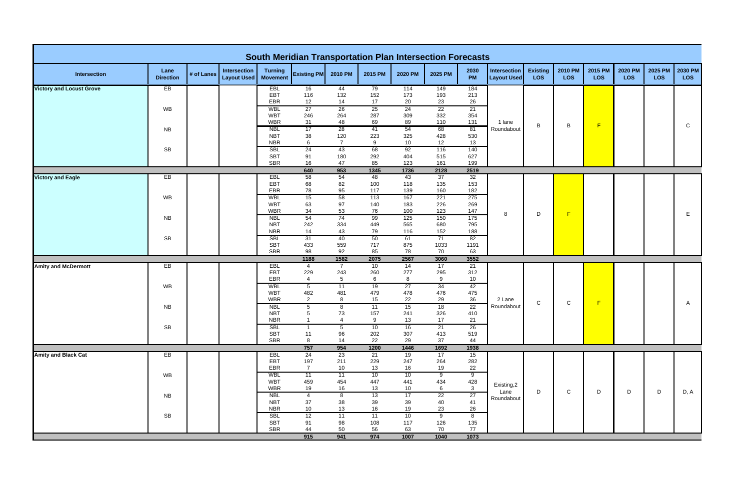# South Meridian Transportation Plan Intersection Forecasts

| Intersection | Lane Direction | # of Lanes | Intersection Layout Used | Turning Movement | Existing PM | 2010 PM | 2015 PM | 2020 PM | 2025 PM | 2030 PM | Intersection Layout Used | Existing LOS | 2010 PM LOS | 2015 PM LOS | 2020 PM LOS | 2025 PM LOS | 2030 PM LOS |
|---|---|---|---|---|---|---|---|---|---|---|---|---|---|---|---|---|---|
| Victory and Locust Grove | EB | | | EBL | 16 | 44 | 79 | 114 | 149 | 184 | 1 lane Roundabout | B | B | F | | | C |
| | | | | EBT | 116 | 132 | 152 | 173 | 193 | 213 | | | | | | | |
| | | | | EBR | 12 | 14 | 17 | 20 | 23 | 26 | | | | | | | |
| | WB | | | WBL | 27 | 26 | 25 | 24 | 22 | 21 | | | | | | | |
| | | | | WBT | 246 | 264 | 287 | 309 | 332 | 354 | | | | | | | |
| | | | | WBR | 31 | 48 | 69 | 89 | 110 | 131 | | | | | | | |
| | NB | | | NBL | 17 | 28 | 41 | 54 | 68 | 81 | | | | | | | |
| | | | | NBT | 38 | 120 | 223 | 325 | 428 | 530 | | | | | | | |
| | | | | NBR | 6 | 7 | 9 | 10 | 12 | 13 | | | | | | | |
| | SB | | | SBL | 24 | 43 | 68 | 92 | 116 | 140 | | | | | | | |
| | | | | SBT | 91 | 180 | 292 | 404 | 515 | 627 | | | | | | | |
| | | | | SBR | 16 | 47 | 85 | 123 | 161 | 199 | | | | | | | |
| | | | | | **640** | **953** | **1345** | **1736** | **2128** | **2519** | | | | | | | |
| Victory and Eagle | EB | | | EBL | 58 | 54 | 48 | 43 | 37 | 32 | 8 | D | F | | | | E |
| | | | | EBT | 68 | 82 | 100 | 118 | 135 | 153 | | | | | | | |
| | | | | EBR | 78 | 95 | 117 | 139 | 160 | 182 | | | | | | | |
| | WB | | | WBL | 15 | 58 | 113 | 167 | 221 | 275 | | | | | | | |
| | | | | WBT | 63 | 97 | 140 | 183 | 226 | 269 | | | | | | | |
| | | | | WBR | 34 | 53 | 76 | 100 | 123 | 147 | | | | | | | |
| | NB | | | NBL | 54 | 74 | 99 | 125 | 150 | 175 | | | | | | | |
| | | | | NBT | 242 | 334 | 449 | 565 | 680 | 795 | | | | | | | |
| | | | | NBR | 14 | 43 | 79 | 116 | 152 | 188 | | | | | | | |
| | SB | | | SBL | 31 | 40 | 50 | 61 | 71 | 82 | | | | | | | |
| | | | | SBT | 433 | 559 | 717 | 875 | 1033 | 1191 | | | | | | | |
| | | | | SBR | 98 | 92 | 85 | 78 | 70 | 63 | | | | | | | |
| | | | | | **1188** | **1582** | **2075** | **2567** | **3060** | **3552** | | | | | | | |
| Amity and McDermott | EB | | | EBL | 4 | 7 | 10 | 14 | 17 | 21 | 2 Lane Roundabout | C | C | F | | | A |
| | | | | EBT | 229 | 243 | 260 | 277 | 295 | 312 | | | | | | | |
| | | | | EBR | 4 | 5 | 6 | 8 | 9 | 10 | | | | | | | |
| | WB | | | WBL | 5 | 11 | 19 | 27 | 34 | 42 | | | | | | | |
| | | | | WBT | 482 | 481 | 479 | 478 | 476 | 475 | | | | | | | |
| | | | | WBR | 2 | 8 | 15 | 22 | 29 | 36 | | | | | | | |
| | NB | | | NBL | 5 | 8 | 11 | 15 | 18 | 22 | | | | | | | |
| | | | | NBT | 5 | 73 | 157 | 241 | 326 | 410 | | | | | | | |
| | | | | NBR | 1 | 4 | 9 | 13 | 17 | 21 | | | | | | | |
| | SB | | | SBL | 1 | 5 | 10 | 16 | 21 | 26 | | | | | | | |
| | | | | SBT | 11 | 96 | 202 | 307 | 413 | 519 | | | | | | | |
| | | | | SBR | 8 | 14 | 22 | 29 | 37 | 44 | | | | | | | |
| | | | | | **757** | **954** | **1200** | **1446** | **1692** | **1938** | | | | | | | |
| Amity and Black Cat | EB | | | EBL | 24 | 23 | 21 | 19 | 17 | 15 | Existing,2 Lane Roundabout | D | C | D | D | D | D, A |
| | | | | EBT | 197 | 211 | 229 | 247 | 264 | 282 | | | | | | | |
| | | | | EBR | 7 | 10 | 13 | 16 | 19 | 22 | | | | | | | |
| | WB | | | WBL | 11 | 11 | 10 | 10 | 9 | 9 | | | | | | | |
| | | | | WBT | 459 | 454 | 447 | 441 | 434 | 428 | | | | | | | |
| | | | | WBR | 19 | 16 | 13 | 10 | 6 | 3 | | | | | | | |
| | NB | | | NBL | 4 | 8 | 13 | 17 | 22 | 27 | | | | | | | |
| | | | | NBT | 37 | 38 | 39 | 39 | 40 | 41 | | | | | | | |
| | | | | NBR | 10 | 13 | 16 | 19 | 23 | 26 | | | | | | | |
| | SB | | | SBL | 12 | 11 | 11 | 10 | 9 | 8 | | | | | | | |
| | | | | SBT | 91 | 98 | 108 | 117 | 126 | 135 | | | | | | | |
| | | | | SBR | 44 | 50 | 56 | 63 | 70 | 77 | | | | | | | |
| | | | | | **915** | **941** | **974** | **1007** | **1040** | **1073** | | | | | | | |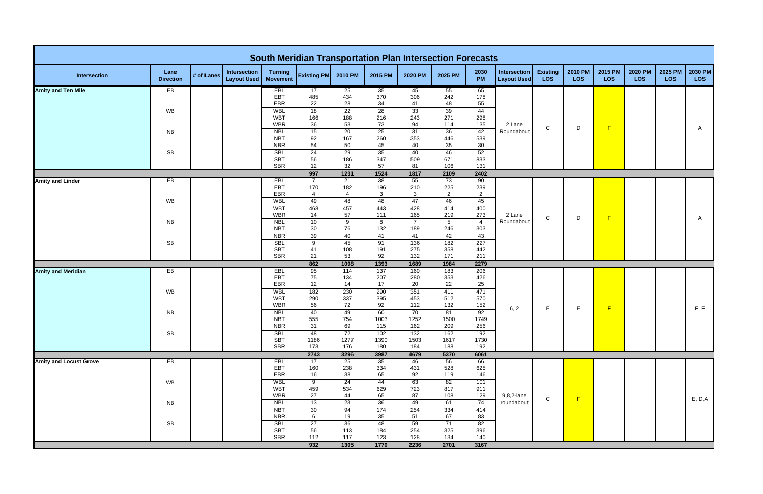# South Meridian Transportation Plan Intersection Forecasts

| Intersection | Lane Direction | # of Lanes | Intersection Layout Used | Turning Movement | Existing PM | 2010 PM | 2015 PM | 2020 PM | 2025 PM | 2030 PM | Intersection Layout Used | Existing LOS | 2010 PM LOS | 2015 PM LOS | 2020 PM LOS | 2025 PM LOS | 2030 PM LOS |
|---|---|---|---|---|---|---|---|---|---|---|---|---|---|---|---|---|---|
| Amity and Ten Mile | EB | | | EBL | 17 | 25 | 35 | 45 | 55 | 65 | 2 Lane Roundabout | C | D | F | | | A |
| | | | | EBT | 485 | 434 | 370 | 306 | 242 | 178 | | | | | | | |
| | | | | EBR | 22 | 28 | 34 | 41 | 48 | 55 | | | | | | | |
| | WB | | | WBL | 18 | 22 | 28 | 33 | 39 | 44 | | | | | | | |
| | | | | WBT | 166 | 188 | 216 | 243 | 271 | 298 | | | | | | | |
| | | | | WBR | 36 | 53 | 73 | 94 | 114 | 135 | | | | | | | |
| | NB | | | NBL | 15 | 20 | 25 | 31 | 36 | 42 | | | | | | | |
| | | | | NBT | 92 | 167 | 260 | 353 | 446 | 539 | | | | | | | |
| | | | | NBR | 54 | 50 | 45 | 40 | 35 | 30 | | | | | | | |
| | SB | | | SBL | 24 | 29 | 35 | 40 | 46 | 52 | | | | | | | |
| | | | | SBT | 56 | 186 | 347 | 509 | 671 | 833 | | | | | | | |
| | | | | SBR | 12 | 32 | 57 | 81 | 106 | 131 | | | | | | | |
| | | | | | 997 | 1231 | 1524 | 1817 | 2109 | 2402 | | | | | | | |
| Amity and Linder | EB | | | EBL | 7 | 21 | 38 | 55 | 73 | 90 | 2 Lane Roundabout | C | D | F | | | A |
| | | | | EBT | 170 | 182 | 196 | 210 | 225 | 239 | | | | | | | |
| | | | | EBR | 4 | 4 | 3 | 3 | 2 | 2 | | | | | | | |
| | WB | | | WBL | 49 | 48 | 48 | 47 | 46 | 45 | | | | | | | |
| | | | | WBT | 468 | 457 | 443 | 428 | 414 | 400 | | | | | | | |
| | | | | WBR | 14 | 57 | 111 | 165 | 219 | 273 | | | | | | | |
| | NB | | | NBL | 10 | 9 | 8 | 7 | 5 | 4 | | | | | | | |
| | | | | NBT | 30 | 76 | 132 | 189 | 246 | 303 | | | | | | | |
| | | | | NBR | 39 | 40 | 41 | 41 | 42 | 43 | | | | | | | |
| | SB | | | SBL | 9 | 45 | 91 | 136 | 182 | 227 | | | | | | | |
| | | | | SBT | 41 | 108 | 191 | 275 | 358 | 442 | | | | | | | |
| | | | | SBR | 21 | 53 | 92 | 132 | 171 | 211 | | | | | | | |
| | | | | | 862 | 1098 | 1393 | 1689 | 1984 | 2279 | | | | | | | |
| Amity and Meridian | EB | | | EBL | 95 | 114 | 137 | 160 | 183 | 206 | 6, 2 | E | E | F | | | F, F |
| | | | | EBT | 75 | 134 | 207 | 280 | 353 | 426 | | | | | | | |
| | | | | EBR | 12 | 14 | 17 | 20 | 22 | 25 | | | | | | | |
| | WB | | | WBL | 182 | 230 | 290 | 351 | 411 | 471 | | | | | | | |
| | | | | WBT | 290 | 337 | 395 | 453 | 512 | 570 | | | | | | | |
| | | | | WBR | 56 | 72 | 92 | 112 | 132 | 152 | | | | | | | |
| | NB | | | NBL | 40 | 49 | 60 | 70 | 81 | 92 | | | | | | | |
| | | | | NBT | 555 | 754 | 1003 | 1252 | 1500 | 1749 | | | | | | | |
| | | | | NBR | 31 | 69 | 115 | 162 | 209 | 256 | | | | | | | |
| | SB | | | SBL | 48 | 72 | 102 | 132 | 162 | 192 | | | | | | | |
| | | | | SBT | 1186 | 1277 | 1390 | 1503 | 1617 | 1730 | | | | | | | |
| | | | | SBR | 173 | 176 | 180 | 184 | 188 | 192 | | | | | | | |
| | | | | | 2743 | 3296 | 3987 | 4679 | 5370 | 6061 | | | | | | | |
| Amity and Locust Grove | EB | | | EBL | 17 | 25 | 35 | 46 | 56 | 66 | 9,8,2-lane roundabout | C | F | | | | E, D,A |
| | | | | EBT | 160 | 238 | 334 | 431 | 528 | 625 | | | | | | | |
| | | | | EBR | 16 | 38 | 65 | 92 | 119 | 146 | | | | | | | |
| | WB | | | WBL | 9 | 24 | 44 | 63 | 82 | 101 | | | | | | | |
| | | | | WBT | 459 | 534 | 629 | 723 | 817 | 911 | | | | | | | |
| | | | | WBR | 27 | 44 | 65 | 87 | 108 | 129 | | | | | | | |
| | NB | | | NBL | 13 | 23 | 36 | 49 | 61 | 74 | | | | | | | |
| | | | | NBT | 30 | 94 | 174 | 254 | 334 | 414 | | | | | | | |
| | | | | NBR | 6 | 19 | 35 | 51 | 67 | 83 | | | | | | | |
| | SB | | | SBL | 27 | 36 | 48 | 59 | 71 | 82 | | | | | | | |
| | | | | SBT | 56 | 113 | 184 | 254 | 325 | 396 | | | | | | | |
| | | | | SBR | 112 | 117 | 123 | 128 | 134 | 140 | | | | | | | |
| | | | | | 932 | 1305 | 1770 | 2236 | 2701 | 3167 | | | | | | | |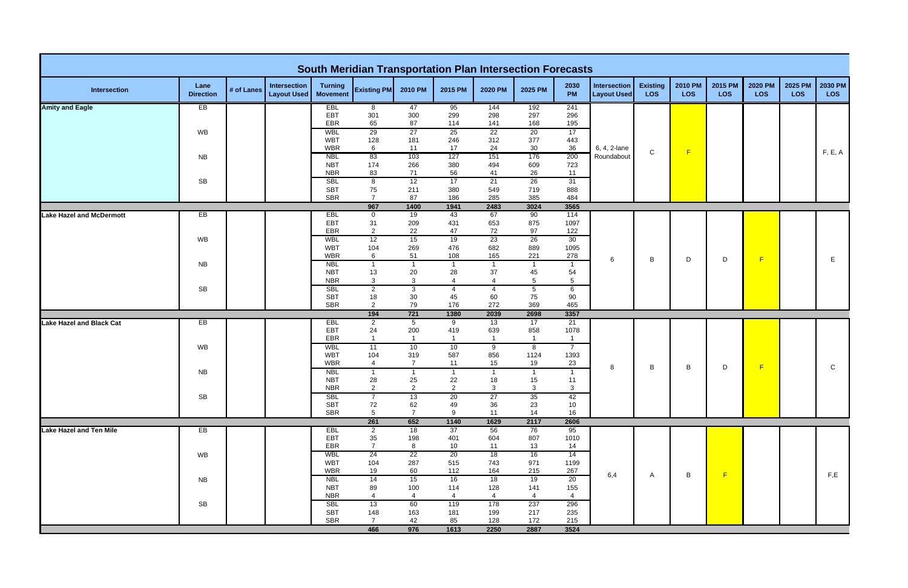# South Meridian Transportation Plan Intersection Forecasts

| Intersection | Lane Direction | # of Lanes | Intersection Layout Used | Turning Movement | Existing PM | 2010 PM | 2015 PM | 2020 PM | 2025 PM | 2030 PM | Intersection Layout Used | Existing LOS | 2010 PM LOS | 2015 PM LOS | 2020 PM LOS | 2025 PM LOS | 2030 PM LOS |
|---|---|---|---|---|---|---|---|---|---|---|---|---|---|---|---|---|---|
| **Amity and Eagle** | EB | | | EBL | 8 | 47 | 95 | 144 | 192 | 241 | 6, 4, 2-lane Roundabout | C | F | | | | F, E, A |
| | | | | EBT | 301 | 300 | 299 | 298 | 297 | 296 | | | | | | | |
| | | | | EBR | 65 | 87 | 114 | 141 | 168 | 195 | | | | | | | |
| | WB | | | WBL | 29 | 27 | 25 | 22 | 20 | 17 | | | | | | | |
| | | | | WBT | 128 | 181 | 246 | 312 | 377 | 443 | | | | | | | |
| | | | | WBR | 6 | 11 | 17 | 24 | 30 | 36 | | | | | | | |
| | NB | | | NBL | 83 | 103 | 127 | 151 | 176 | 200 | | | | | | | |
| | | | | NBT | 174 | 266 | 380 | 494 | 609 | 723 | | | | | | | |
| | | | | NBR | 83 | 71 | 56 | 41 | 26 | 11 | | | | | | | |
| | SB | | | SBL | 8 | 12 | 17 | 21 | 26 | 31 | | | | | | | |
| | | | | SBT | 75 | 211 | 380 | 549 | 719 | 888 | | | | | | | |
| | | | | SBR | 7 | 87 | 186 | 285 | 385 | 484 | | | | | | | |
| | | | | | **967** | **1400** | **1941** | **2483** | **3024** | **3565** | | | | | | | |
| **Lake Hazel and McDermott** | EB | | | EBL | 0 | 19 | 43 | 67 | 90 | 114 | 6 | B | D | D | F | | E |
| | | | | EBT | 31 | 209 | 431 | 653 | 875 | 1097 | | | | | | | |
| | | | | EBR | 2 | 22 | 47 | 72 | 97 | 122 | | | | | | | |
| | WB | | | WBL | 12 | 15 | 19 | 23 | 26 | 30 | | | | | | | |
| | | | | WBT | 104 | 269 | 476 | 682 | 889 | 1095 | | | | | | | |
| | | | | WBR | 6 | 51 | 108 | 165 | 221 | 278 | | | | | | | |
| | NB | | | NBL | 1 | 1 | 1 | 1 | 1 | 1 | | | | | | | |
| | | | | NBT | 13 | 20 | 28 | 37 | 45 | 54 | | | | | | | |
| | | | | NBR | 3 | 3 | 4 | 4 | 5 | 5 | | | | | | | |
| | SB | | | SBL | 2 | 3 | 4 | 4 | 5 | 6 | | | | | | | |
| | | | | SBT | 18 | 30 | 45 | 60 | 75 | 90 | | | | | | | |
| | | | | SBR | 2 | 79 | 176 | 272 | 369 | 465 | | | | | | | |
| | | | | | **194** | **721** | **1380** | **2039** | **2698** | **3357** | | | | | | | |
| **Lake Hazel and Black Cat** | EB | | | EBL | 2 | 5 | 9 | 13 | 17 | 21 | 8 | B | B | D | F | | C |
| | | | | EBT | 24 | 200 | 419 | 639 | 858 | 1078 | | | | | | | |
| | | | | EBR | 1 | 1 | 1 | 1 | 1 | 1 | | | | | | | |
| | WB | | | WBL | 11 | 10 | 10 | 9 | 8 | 7 | | | | | | | |
| | | | | WBT | 104 | 319 | 587 | 856 | 1124 | 1393 | | | | | | | |
| | | | | WBR | 4 | 7 | 11 | 15 | 19 | 23 | | | | | | | |
| | NB | | | NBL | 1 | 1 | 1 | 1 | 1 | 1 | | | | | | | |
| | | | | NBT | 28 | 25 | 22 | 18 | 15 | 11 | | | | | | | |
| | | | | NBR | 2 | 2 | 2 | 3 | 3 | 3 | | | | | | | |
| | SB | | | SBL | 7 | 13 | 20 | 27 | 35 | 42 | | | | | | | |
| | | | | SBT | 72 | 62 | 49 | 36 | 23 | 10 | | | | | | | |
| | | | | SBR | 5 | 7 | 9 | 11 | 14 | 16 | | | | | | | |
| | | | | | **261** | **652** | **1140** | **1629** | **2117** | **2606** | | | | | | | |
| **Lake Hazel and Ten Mile** | EB | | | EBL | 2 | 18 | 37 | 56 | 76 | 95 | 6,4 | A | B | F | | | F,E |
| | | | | EBT | 35 | 198 | 401 | 604 | 807 | 1010 | | | | | | | |
| | | | | EBR | 7 | 8 | 10 | 11 | 13 | 14 | | | | | | | |
| | WB | | | WBL | 24 | 22 | 20 | 18 | 16 | 14 | | | | | | | |
| | | | | WBT | 104 | 287 | 515 | 743 | 971 | 1199 | | | | | | | |
| | | | | WBR | 19 | 60 | 112 | 164 | 215 | 267 | | | | | | | |
| | NB | | | NBL | 14 | 15 | 16 | 18 | 19 | 20 | | | | | | | |
| | | | | NBT | 89 | 100 | 114 | 128 | 141 | 155 | | | | | | | |
| | | | | NBR | 4 | 4 | 4 | 4 | 4 | 4 | | | | | | | |
| | SB | | | SBL | 13 | 60 | 119 | 178 | 237 | 296 | | | | | | | |
| | | | | SBT | 148 | 163 | 181 | 199 | 217 | 235 | | | | | | | |
| | | | | SBR | 7 | 42 | 85 | 128 | 172 | 215 | | | | | | | |
| | | | | | **466** | **976** | **1613** | **2250** | **2887** | **3524** | | | | | | | |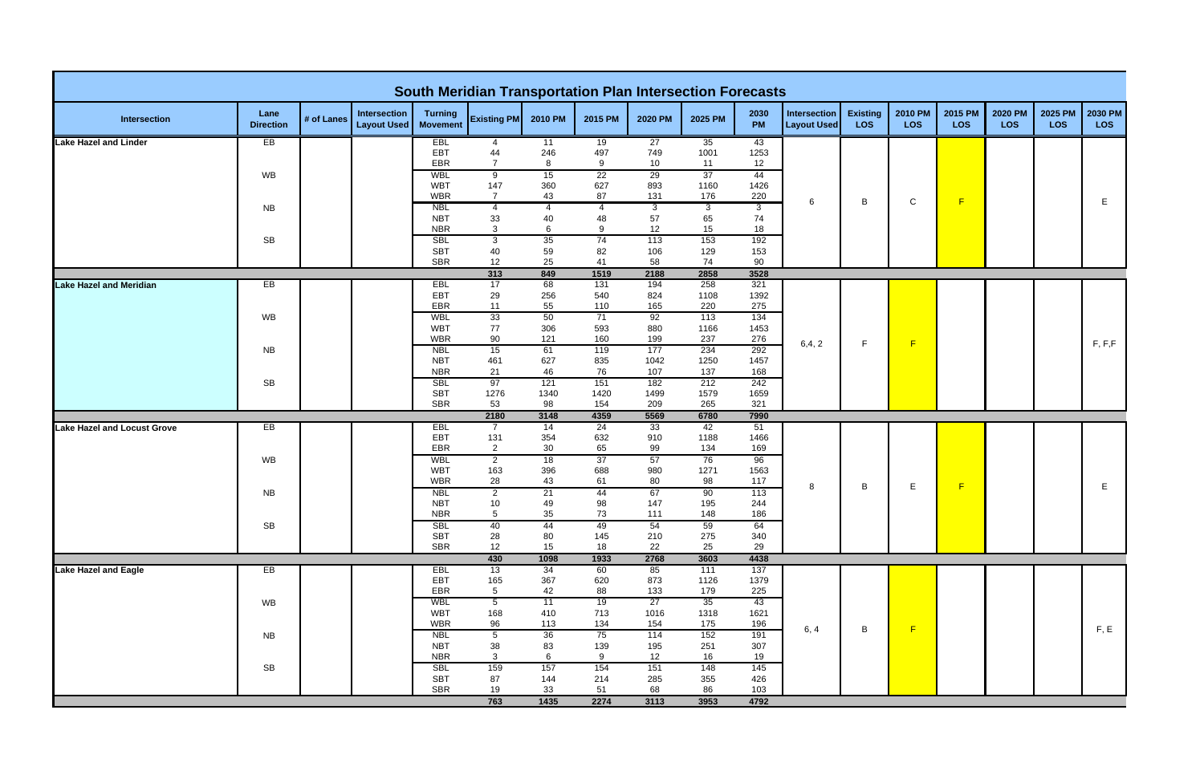# South Meridian Transportation Plan Intersection Forecasts

| Intersection | Lane Direction | # of Lanes | Intersection Layout Used | Turning Movement | Existing PM | 2010 PM | 2015 PM | 2020 PM | 2025 PM | 2030 PM | Intersection Layout Used | Existing LOS | 2010 PM LOS | 2015 PM LOS | 2020 PM LOS | 2025 PM LOS | 2030 PM LOS |
|---|---|---|---|---|---|---|---|---|---|---|---|---|---|---|---|---|---|
| Lake Hazel and Linder | EB | | | EBL | 4 | 11 | 19 | 27 | 35 | 43 | 6 | B | C | F | | | E |
| | | | | EBT | 44 | 246 | 497 | 749 | 1001 | 1253 | | | | | | | |
| | | | | EBR | 7 | 8 | 9 | 10 | 11 | 12 | | | | | | | |
| | WB | | | WBL | 9 | 15 | 22 | 29 | 37 | 44 | | | | | | | |
| | | | | WBT | 147 | 360 | 627 | 893 | 1160 | 1426 | | | | | | | |
| | | | | WBR | 7 | 43 | 87 | 131 | 176 | 220 | | | | | | | |
| | NB | | | NBL | 4 | 4 | 4 | 3 | 3 | 3 | | | | | | | |
| | | | | NBT | 33 | 40 | 48 | 57 | 65 | 74 | | | | | | | |
| | | | | NBR | 3 | 6 | 9 | 12 | 15 | 18 | | | | | | | |
| | SB | | | SBL | 3 | 35 | 74 | 113 | 153 | 192 | | | | | | | |
| | | | | SBT | 40 | 59 | 82 | 106 | 129 | 153 | | | | | | | |
| | | | | SBR | 12 | 25 | 41 | 58 | 74 | 90 | | | | | | | |
| | | | | | **313** | **849** | **1519** | **2188** | **2858** | **3528** | | | | | | | |
| Lake Hazel and Meridian | EB | | | EBL | 17 | 68 | 131 | 194 | 258 | 321 | 6,4, 2 | F | F | | | | F, F,F |
| | | | | EBT | 29 | 256 | 540 | 824 | 1108 | 1392 | | | | | | | |
| | | | | EBR | 11 | 55 | 110 | 165 | 220 | 275 | | | | | | | |
| | WB | | | WBL | 33 | 50 | 71 | 92 | 113 | 134 | | | | | | | |
| | | | | WBT | 77 | 306 | 593 | 880 | 1166 | 1453 | | | | | | | |
| | | | | WBR | 90 | 121 | 160 | 199 | 237 | 276 | | | | | | | |
| | NB | | | NBL | 15 | 61 | 119 | 177 | 234 | 292 | | | | | | | |
| | | | | NBT | 461 | 627 | 835 | 1042 | 1250 | 1457 | | | | | | | |
| | | | | NBR | 21 | 46 | 76 | 107 | 137 | 168 | | | | | | | |
| | SB | | | SBL | 97 | 121 | 151 | 182 | 212 | 242 | | | | | | | |
| | | | | SBT | 1276 | 1340 | 1420 | 1499 | 1579 | 1659 | | | | | | | |
| | | | | SBR | 53 | 98 | 154 | 209 | 265 | 321 | | | | | | | |
| | | | | | **2180** | **3148** | **4359** | **5569** | **6780** | **7990** | | | | | | | |
| Lake Hazel and Locust Grove | EB | | | EBL | 7 | 14 | 24 | 33 | 42 | 51 | 8 | B | E | F | | | E |
| | | | | EBT | 131 | 354 | 632 | 910 | 1188 | 1466 | | | | | | | |
| | | | | EBR | 2 | 30 | 65 | 99 | 134 | 169 | | | | | | | |
| | WB | | | WBL | 2 | 18 | 37 | 57 | 76 | 96 | | | | | | | |
| | | | | WBT | 163 | 396 | 688 | 980 | 1271 | 1563 | | | | | | | |
| | | | | WBR | 28 | 43 | 61 | 80 | 98 | 117 | | | | | | | |
| | NB | | | NBL | 2 | 21 | 44 | 67 | 90 | 113 | | | | | | | |
| | | | | NBT | 10 | 49 | 98 | 147 | 195 | 244 | | | | | | | |
| | | | | NBR | 5 | 35 | 73 | 111 | 148 | 186 | | | | | | | |
| | SB | | | SBL | 40 | 44 | 49 | 54 | 59 | 64 | | | | | | | |
| | | | | SBT | 28 | 80 | 145 | 210 | 275 | 340 | | | | | | | |
| | | | | SBR | 12 | 15 | 18 | 22 | 25 | 29 | | | | | | | |
| | | | | | **430** | **1098** | **1933** | **2768** | **3603** | **4438** | | | | | | | |
| Lake Hazel and Eagle | EB | | | EBL | 13 | 34 | 60 | 85 | 111 | 137 | 6, 4 | B | F | | | | F, E |
| | | | | EBT | 165 | 367 | 620 | 873 | 1126 | 1379 | | | | | | | |
| | | | | EBR | 5 | 42 | 88 | 133 | 179 | 225 | | | | | | | |
| | WB | | | WBL | 5 | 11 | 19 | 27 | 35 | 43 | | | | | | | |
| | | | | WBT | 168 | 410 | 713 | 1016 | 1318 | 1621 | | | | | | | |
| | | | | WBR | 96 | 113 | 134 | 154 | 175 | 196 | | | | | | | |
| | NB | | | NBL | 5 | 36 | 75 | 114 | 152 | 191 | | | | | | | |
| | | | | NBT | 38 | 83 | 139 | 195 | 251 | 307 | | | | | | | |
| | | | | NBR | 3 | 6 | 9 | 12 | 16 | 19 | | | | | | | |
| | SB | | | SBL | 159 | 157 | 154 | 151 | 148 | 145 | | | | | | | |
| | | | | SBT | 87 | 144 | 214 | 285 | 355 | 426 | | | | | | | |
| | | | | SBR | 19 | 33 | 51 | 68 | 86 | 103 | | | | | | | |
| | | | | | **763** | **1435** | **2274** | **3113** | **3953** | **4792** | | | | | | | |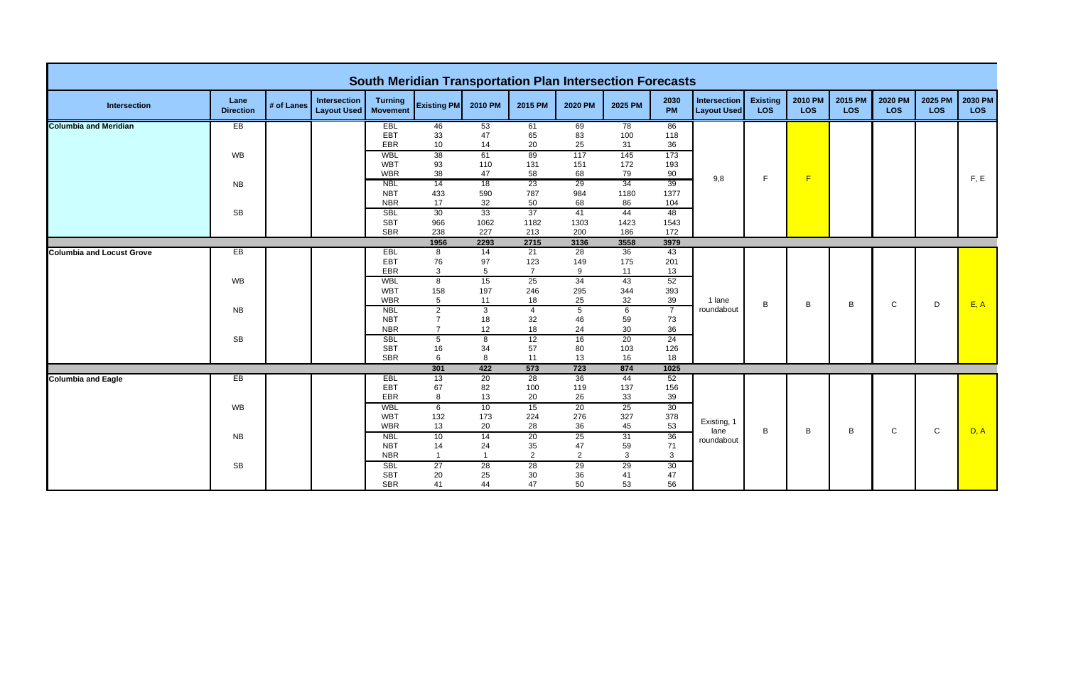## South Meridian Transportation Plan Intersection Forecasts

| Intersection | Lane Direction | # of Lanes | Intersection Layout Used | Turning Movement | Existing PM | 2010 PM | 2015 PM | 2020 PM | 2025 PM | 2030 PM | Intersection Layout Used | Existing LOS | 2010 PM LOS | 2015 PM LOS | 2020 PM LOS | 2025 PM LOS | 2030 PM LOS |
|---|---|---|---|---|---|---|---|---|---|---|---|---|---|---|---|---|---|
| Columbia and Meridian | EB | | | EBL | 46 | 53 | 61 | 69 | 78 | 86 | 9,8 | F | F | | | | F, E |
| | | | | EBT | 33 | 47 | 65 | 83 | 100 | 118 | | | | | | | |
| | | | | EBR | 10 | 14 | 20 | 25 | 31 | 36 | | | | | | | |
| | WB | | | WBL | 38 | 61 | 89 | 117 | 145 | 173 | | | | | | | |
| | | | | WBT | 93 | 110 | 131 | 151 | 172 | 193 | | | | | | | |
| | | | | WBR | 38 | 47 | 58 | 68 | 79 | 90 | | | | | | | |
| | NB | | | NBL | 14 | 18 | 23 | 29 | 34 | 39 | | | | | | | |
| | | | | NBT | 433 | 590 | 787 | 984 | 1180 | 1377 | | | | | | | |
| | | | | NBR | 17 | 32 | 50 | 68 | 86 | 104 | | | | | | | |
| | SB | | | SBL | 30 | 33 | 37 | 41 | 44 | 48 | | | | | | | |
| | | | | SBT | 966 | 1062 | 1182 | 1303 | 1423 | 1543 | | | | | | | |
| | | | | SBR | 238 | 227 | 213 | 200 | 186 | 172 | | | | | | | |
| | | | | | **1956** | **2293** | **2715** | **3136** | **3558** | **3979** | | | | | | | |
| Columbia and Locust Grove | EB | | | EBL | 8 | 14 | 21 | 28 | 36 | 43 | 1 lane roundabout | B | B | B | C | D | E, A |
| | | | | EBT | 76 | 97 | 123 | 149 | 175 | 201 | | | | | | | |
| | | | | EBR | 3 | 5 | 7 | 9 | 11 | 13 | | | | | | | |
| | WB | | | WBL | 8 | 15 | 25 | 34 | 43 | 52 | | | | | | | |
| | | | | WBT | 158 | 197 | 246 | 295 | 344 | 393 | | | | | | | |
| | | | | WBR | 5 | 11 | 18 | 25 | 32 | 39 | | | | | | | |
| | NB | | | NBL | 2 | 3 | 4 | 5 | 6 | 7 | | | | | | | |
| | | | | NBT | 7 | 18 | 32 | 46 | 59 | 73 | | | | | | | |
| | | | | NBR | 7 | 12 | 18 | 24 | 30 | 36 | | | | | | | |
| | SB | | | SBL | 5 | 8 | 12 | 16 | 20 | 24 | | | | | | | |
| | | | | SBT | 16 | 34 | 57 | 80 | 103 | 126 | | | | | | | |
| | | | | SBR | 6 | 8 | 11 | 13 | 16 | 18 | | | | | | | |
| | | | | | **301** | **422** | **573** | **723** | **874** | **1025** | | | | | | | |
| Columbia and Eagle | EB | | | EBL | 13 | 20 | 28 | 36 | 44 | 52 | Existing, 1 lane roundabout | B | B | B | C | C | D, A |
| | | | | EBT | 67 | 82 | 100 | 119 | 137 | 156 | | | | | | | |
| | | | | EBR | 8 | 13 | 20 | 26 | 33 | 39 | | | | | | | |
| | WB | | | WBL | 6 | 10 | 15 | 20 | 25 | 30 | | | | | | | |
| | | | | WBT | 132 | 173 | 224 | 276 | 327 | 378 | | | | | | | |
| | | | | WBR | 13 | 20 | 28 | 36 | 45 | 53 | | | | | | | |
| | NB | | | NBL | 10 | 14 | 20 | 25 | 31 | 36 | | | | | | | |
| | | | | NBT | 14 | 24 | 35 | 47 | 59 | 71 | | | | | | | |
| | | | | NBR | 1 | 1 | 2 | 2 | 3 | 3 | | | | | | | |
| | SB | | | SBL | 27 | 28 | 28 | 29 | 29 | 30 | | | | | | | |
| | | | | SBT | 20 | 25 | 30 | 36 | 41 | 47 | | | | | | | |
| | | | | SBR | 41 | 44 | 47 | 50 | 53 | 56 | | | | | | | |